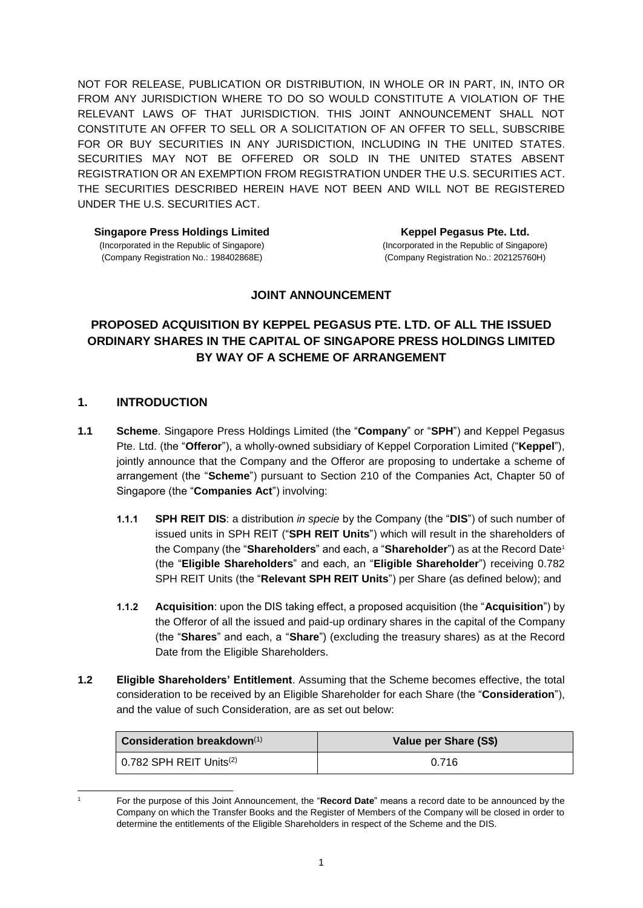NOT FOR RELEASE, PUBLICATION OR DISTRIBUTION, IN WHOLE OR IN PART, IN, INTO OR FROM ANY JURISDICTION WHERE TO DO SO WOULD CONSTITUTE A VIOLATION OF THE RELEVANT LAWS OF THAT JURISDICTION. THIS JOINT ANNOUNCEMENT SHALL NOT CONSTITUTE AN OFFER TO SELL OR A SOLICITATION OF AN OFFER TO SELL, SUBSCRIBE FOR OR BUY SECURITIES IN ANY JURISDICTION, INCLUDING IN THE UNITED STATES. SECURITIES MAY NOT BE OFFERED OR SOLD IN THE UNITED STATES ABSENT REGISTRATION OR AN EXEMPTION FROM REGISTRATION UNDER THE U.S. SECURITIES ACT. THE SECURITIES DESCRIBED HEREIN HAVE NOT BEEN AND WILL NOT BE REGISTERED UNDER THE U.S. SECURITIES ACT.

**Singapore Press Holdings Limited**
(Incorporated in the Republic of Singapore)
(Company Registration No.: 198402868E)

**Keppel Pegasus Pte. Ltd.**
(Incorporated in the Republic of Singapore)
(Company Registration No.: 202125760H)

## JOINT ANNOUNCEMENT

## PROPOSED ACQUISITION BY KEPPEL PEGASUS PTE. LTD. OF ALL THE ISSUED ORDINARY SHARES IN THE CAPITAL OF SINGAPORE PRESS HOLDINGS LIMITED BY WAY OF A SCHEME OF ARRANGEMENT

### 1. INTRODUCTION

**1.1 Scheme**. Singapore Press Holdings Limited (the "**Company**" or "**SPH**") and Keppel Pegasus Pte. Ltd. (the "**Offeror**"), a wholly-owned subsidiary of Keppel Corporation Limited ("**Keppel**"), jointly announce that the Company and the Offeror are proposing to undertake a scheme of arrangement (the "**Scheme**") pursuant to Section 210 of the Companies Act, Chapter 50 of Singapore (the "**Companies Act**") involving:

**1.1.1 SPH REIT DIS**: a distribution *in specie* by the Company (the "**DIS**") of such number of issued units in SPH REIT ("**SPH REIT Units**") which will result in the shareholders of the Company (the "**Shareholders**" and each, a "**Shareholder**") as at the Record Date[1] (the "**Eligible Shareholders**" and each, an "**Eligible Shareholder**") receiving 0.782 SPH REIT Units (the "**Relevant SPH REIT Units**") per Share (as defined below); and

**1.1.2 Acquisition**: upon the DIS taking effect, a proposed acquisition (the "**Acquisition**") by the Offeror of all the issued and paid-up ordinary shares in the capital of the Company (the "**Shares**" and each, a "**Share**") (excluding the treasury shares) as at the Record Date from the Eligible Shareholders.

**1.2 Eligible Shareholders' Entitlement**. Assuming that the Scheme becomes effective, the total consideration to be received by an Eligible Shareholder for each Share (the "**Consideration**"), and the value of such Consideration, are as set out below:

| Consideration breakdown(1) | Value per Share (S$) |
|---|---|
| 0.782 SPH REIT Units(2) | 0.716 |

[1] For the purpose of this Joint Announcement, the "**Record Date**" means a record date to be announced by the Company on which the Transfer Books and the Register of Members of the Company will be closed in order to determine the entitlements of the Eligible Shareholders in respect of the Scheme and the DIS.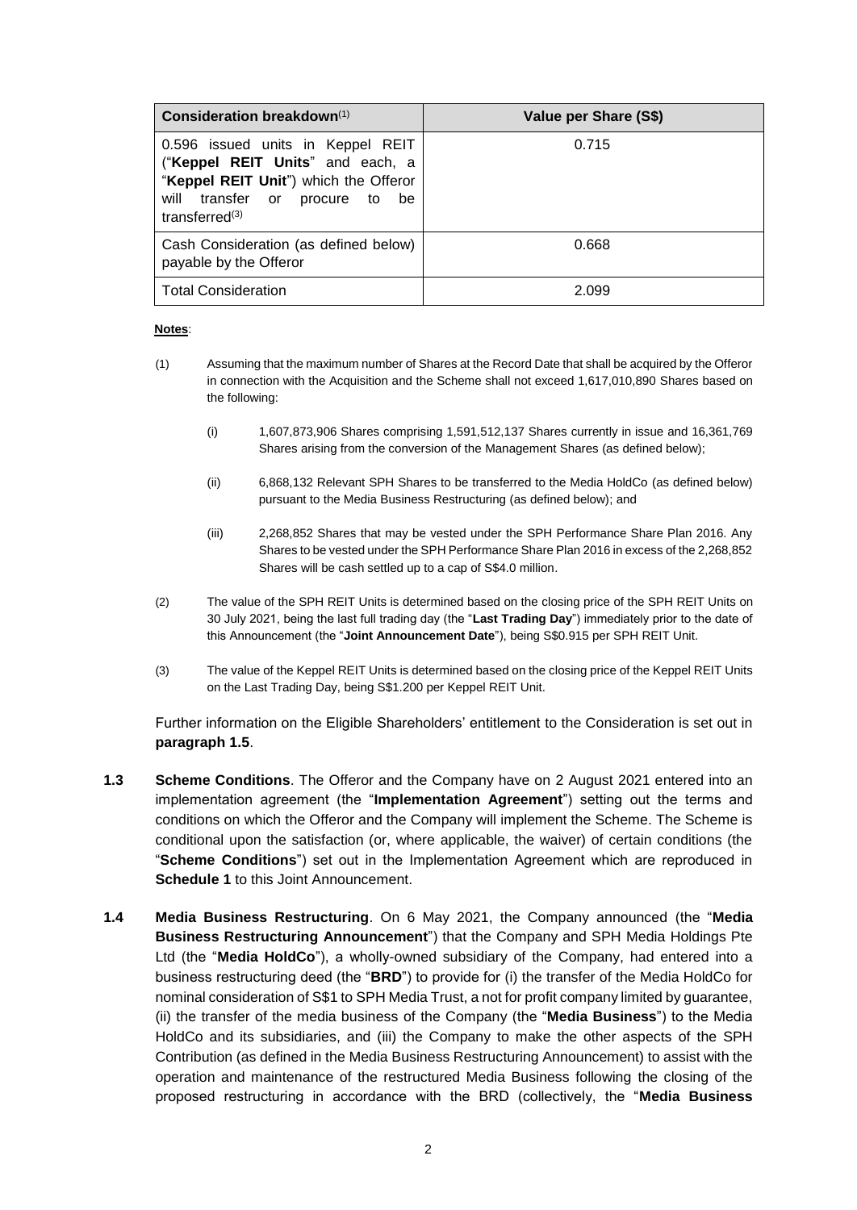| Consideration breakdown[(1)] | Value per Share (S$) |
|---|---|
| 0.596 issued units in Keppel REIT ("**Keppel REIT Units**" and each, a "**Keppel REIT Unit**") which the Offeror will transfer or procure to be transferred[(3)] | 0.715 |
| Cash Consideration (as defined below) payable by the Offeror | 0.668 |
| Total Consideration | 2.099 |

**Notes**:

(1) Assuming that the maximum number of Shares at the Record Date that shall be acquired by the Offeror in connection with the Acquisition and the Scheme shall not exceed 1,617,010,890 Shares based on the following:

(i) 1,607,873,906 Shares comprising 1,591,512,137 Shares currently in issue and 16,361,769 Shares arising from the conversion of the Management Shares (as defined below);

(ii) 6,868,132 Relevant SPH Shares to be transferred to the Media HoldCo (as defined below) pursuant to the Media Business Restructuring (as defined below); and

(iii) 2,268,852 Shares that may be vested under the SPH Performance Share Plan 2016. Any Shares to be vested under the SPH Performance Share Plan 2016 in excess of the 2,268,852 Shares will be cash settled up to a cap of S$4.0 million.

(2) The value of the SPH REIT Units is determined based on the closing price of the SPH REIT Units on 30 July 2021, being the last full trading day (the "**Last Trading Day**") immediately prior to the date of this Announcement (the "**Joint Announcement Date**"), being S$0.915 per SPH REIT Unit.

(3) The value of the Keppel REIT Units is determined based on the closing price of the Keppel REIT Units on the Last Trading Day, being S$1.200 per Keppel REIT Unit.

Further information on the Eligible Shareholders' entitlement to the Consideration is set out in **paragraph 1.5**.

**1.3** **Scheme Conditions**. The Offeror and the Company have on 2 August 2021 entered into an implementation agreement (the "**Implementation Agreement**") setting out the terms and conditions on which the Offeror and the Company will implement the Scheme. The Scheme is conditional upon the satisfaction (or, where applicable, the waiver) of certain conditions (the "**Scheme Conditions**") set out in the Implementation Agreement which are reproduced in **Schedule 1** to this Joint Announcement.

**1.4** **Media Business Restructuring**. On 6 May 2021, the Company announced (the "**Media Business Restructuring Announcement**") that the Company and SPH Media Holdings Pte Ltd (the "**Media HoldCo**"), a wholly-owned subsidiary of the Company, had entered into a business restructuring deed (the "**BRD**") to provide for (i) the transfer of the Media HoldCo for nominal consideration of S$1 to SPH Media Trust, a not for profit company limited by guarantee, (ii) the transfer of the media business of the Company (the "**Media Business**") to the Media HoldCo and its subsidiaries, and (iii) the Company to make the other aspects of the SPH Contribution (as defined in the Media Business Restructuring Announcement) to assist with the operation and maintenance of the restructured Media Business following the closing of the proposed restructuring in accordance with the BRD (collectively, the "**Media Business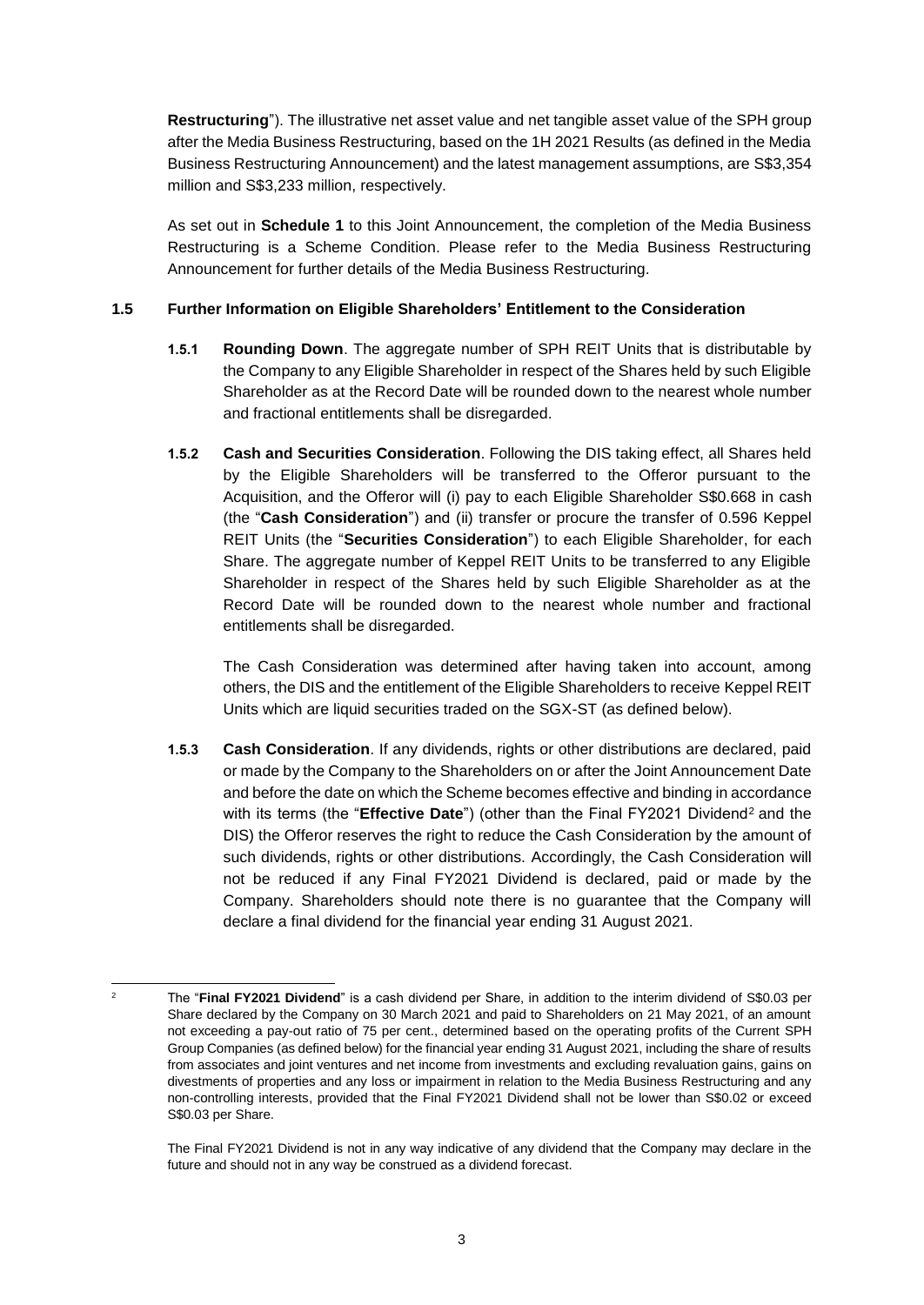**Restructuring**"). The illustrative net asset value and net tangible asset value of the SPH group after the Media Business Restructuring, based on the 1H 2021 Results (as defined in the Media Business Restructuring Announcement) and the latest management assumptions, are S$3,354 million and S$3,233 million, respectively.

As set out in **Schedule 1** to this Joint Announcement, the completion of the Media Business Restructuring is a Scheme Condition. Please refer to the Media Business Restructuring Announcement for further details of the Media Business Restructuring.

### 1.5 Further Information on Eligible Shareholders' Entitlement to the Consideration

**1.5.1 Rounding Down**. The aggregate number of SPH REIT Units that is distributable by the Company to any Eligible Shareholder in respect of the Shares held by such Eligible Shareholder as at the Record Date will be rounded down to the nearest whole number and fractional entitlements shall be disregarded.

**1.5.2 Cash and Securities Consideration**. Following the DIS taking effect, all Shares held by the Eligible Shareholders will be transferred to the Offeror pursuant to the Acquisition, and the Offeror will (i) pay to each Eligible Shareholder S$0.668 in cash (the "**Cash Consideration**") and (ii) transfer or procure the transfer of 0.596 Keppel REIT Units (the "**Securities Consideration**") to each Eligible Shareholder, for each Share. The aggregate number of Keppel REIT Units to be transferred to any Eligible Shareholder in respect of the Shares held by such Eligible Shareholder as at the Record Date will be rounded down to the nearest whole number and fractional entitlements shall be disregarded.

The Cash Consideration was determined after having taken into account, among others, the DIS and the entitlement of the Eligible Shareholders to receive Keppel REIT Units which are liquid securities traded on the SGX-ST (as defined below).

**1.5.3 Cash Consideration**. If any dividends, rights or other distributions are declared, paid or made by the Company to the Shareholders on or after the Joint Announcement Date and before the date on which the Scheme becomes effective and binding in accordance with its terms (the "**Effective Date**") (other than the Final FY2021 Dividend[2] and the DIS) the Offeror reserves the right to reduce the Cash Consideration by the amount of such dividends, rights or other distributions. Accordingly, the Cash Consideration will not be reduced if any Final FY2021 Dividend is declared, paid or made by the Company. Shareholders should note there is no guarantee that the Company will declare a final dividend for the financial year ending 31 August 2021.

---

[2] The "**Final FY2021 Dividend**" is a cash dividend per Share, in addition to the interim dividend of S$0.03 per Share declared by the Company on 30 March 2021 and paid to Shareholders on 21 May 2021, of an amount not exceeding a pay-out ratio of 75 per cent., determined based on the operating profits of the Current SPH Group Companies (as defined below) for the financial year ending 31 August 2021, including the share of results from associates and joint ventures and net income from investments and excluding revaluation gains, gains on divestments of properties and any loss or impairment in relation to the Media Business Restructuring and any non-controlling interests, provided that the Final FY2021 Dividend shall not be lower than S$0.02 or exceed S$0.03 per Share.

The Final FY2021 Dividend is not in any way indicative of any dividend that the Company may declare in the future and should not in any way be construed as a dividend forecast.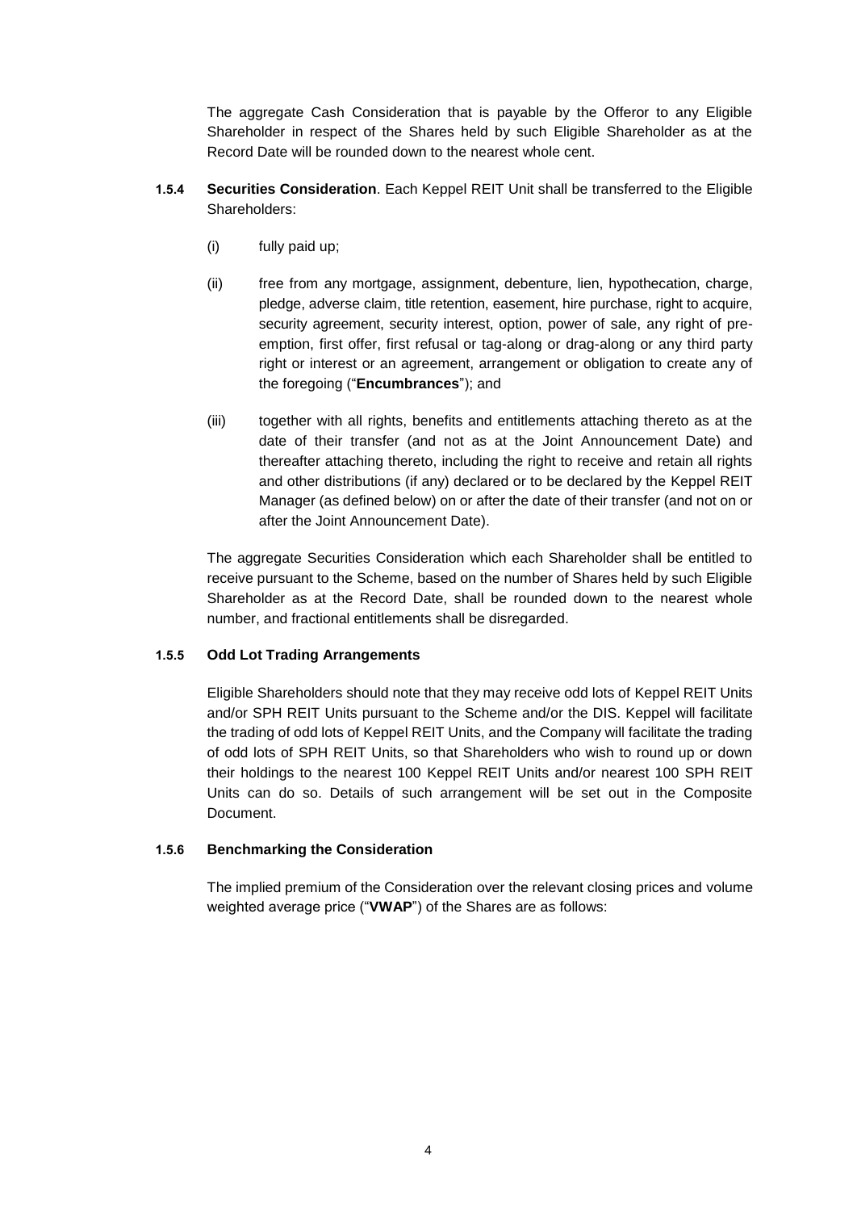The aggregate Cash Consideration that is payable by the Offeror to any Eligible Shareholder in respect of the Shares held by such Eligible Shareholder as at the Record Date will be rounded down to the nearest whole cent.

**1.5.4 Securities Consideration**. Each Keppel REIT Unit shall be transferred to the Eligible Shareholders:

(i) fully paid up;

(ii) free from any mortgage, assignment, debenture, lien, hypothecation, charge, pledge, adverse claim, title retention, easement, hire purchase, right to acquire, security agreement, security interest, option, power of sale, any right of pre-emption, first offer, first refusal or tag-along or drag-along or any third party right or interest or an agreement, arrangement or obligation to create any of the foregoing ("**Encumbrances**"); and

(iii) together with all rights, benefits and entitlements attaching thereto as at the date of their transfer (and not as at the Joint Announcement Date) and thereafter attaching thereto, including the right to receive and retain all rights and other distributions (if any) declared or to be declared by the Keppel REIT Manager (as defined below) on or after the date of their transfer (and not on or after the Joint Announcement Date).

The aggregate Securities Consideration which each Shareholder shall be entitled to receive pursuant to the Scheme, based on the number of Shares held by such Eligible Shareholder as at the Record Date, shall be rounded down to the nearest whole number, and fractional entitlements shall be disregarded.

**1.5.5 Odd Lot Trading Arrangements**

Eligible Shareholders should note that they may receive odd lots of Keppel REIT Units and/or SPH REIT Units pursuant to the Scheme and/or the DIS. Keppel will facilitate the trading of odd lots of Keppel REIT Units, and the Company will facilitate the trading of odd lots of SPH REIT Units, so that Shareholders who wish to round up or down their holdings to the nearest 100 Keppel REIT Units and/or nearest 100 SPH REIT Units can do so. Details of such arrangement will be set out in the Composite Document.

**1.5.6 Benchmarking the Consideration**

The implied premium of the Consideration over the relevant closing prices and volume weighted average price ("**VWAP**") of the Shares are as follows: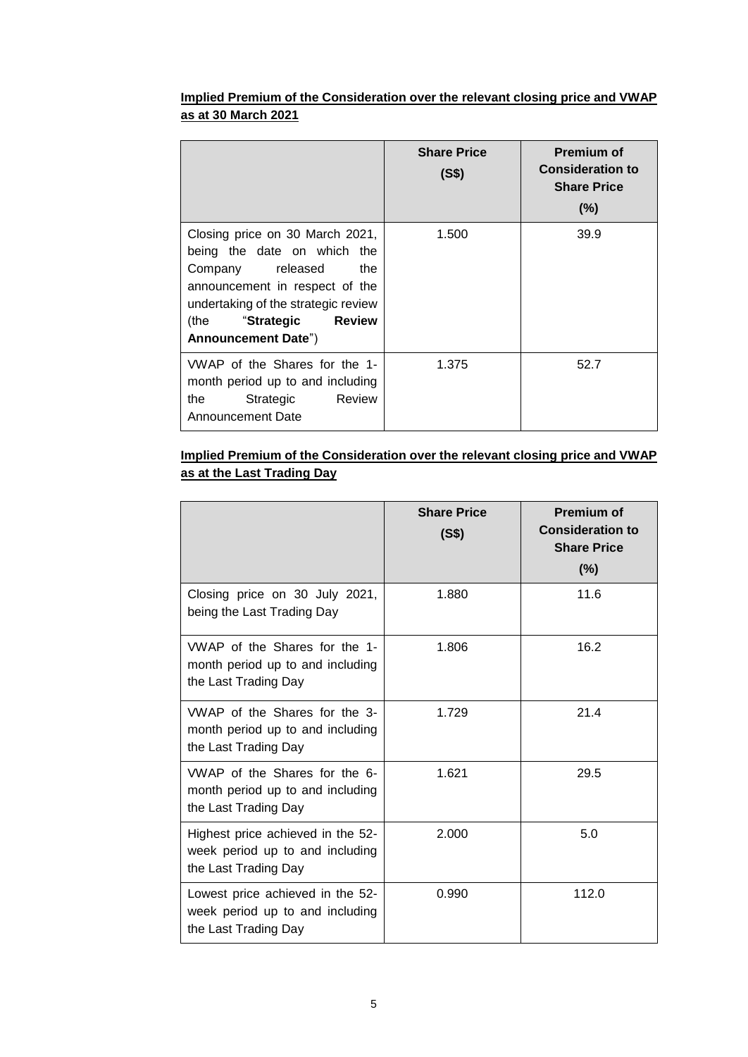**Implied Premium of the Consideration over the relevant closing price and VWAP as at 30 March 2021**

| | Share Price (S$) | Premium of Consideration to Share Price (%) |
|---|---|---|
| Closing price on 30 March 2021, being the date on which the Company released the announcement in respect of the undertaking of the strategic review (the "**Strategic Review Announcement Date**") | 1.500 | 39.9 |
| VWAP of the Shares for the 1-month period up to and including the Strategic Review Announcement Date | 1.375 | 52.7 |

**Implied Premium of the Consideration over the relevant closing price and VWAP as at the Last Trading Day**

| | Share Price (S$) | Premium of Consideration to Share Price (%) |
|---|---|---|
| Closing price on 30 July 2021, being the Last Trading Day | 1.880 | 11.6 |
| VWAP of the Shares for the 1-month period up to and including the Last Trading Day | 1.806 | 16.2 |
| VWAP of the Shares for the 3-month period up to and including the Last Trading Day | 1.729 | 21.4 |
| VWAP of the Shares for the 6-month period up to and including the Last Trading Day | 1.621 | 29.5 |
| Highest price achieved in the 52-week period up to and including the Last Trading Day | 2.000 | 5.0 |
| Lowest price achieved in the 52-week period up to and including the Last Trading Day | 0.990 | 112.0 |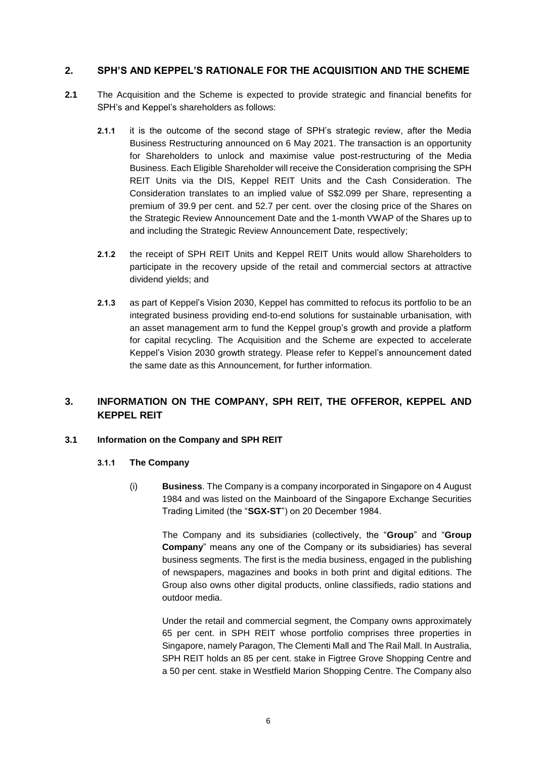## 2. SPH'S AND KEPPEL'S RATIONALE FOR THE ACQUISITION AND THE SCHEME

**2.1** The Acquisition and the Scheme is expected to provide strategic and financial benefits for SPH's and Keppel's shareholders as follows:

**2.1.1** it is the outcome of the second stage of SPH's strategic review, after the Media Business Restructuring announced on 6 May 2021. The transaction is an opportunity for Shareholders to unlock and maximise value post-restructuring of the Media Business. Each Eligible Shareholder will receive the Consideration comprising the SPH REIT Units via the DIS, Keppel REIT Units and the Cash Consideration. The Consideration translates to an implied value of S$2.099 per Share, representing a premium of 39.9 per cent. and 52.7 per cent. over the closing price of the Shares on the Strategic Review Announcement Date and the 1-month VWAP of the Shares up to and including the Strategic Review Announcement Date, respectively;

**2.1.2** the receipt of SPH REIT Units and Keppel REIT Units would allow Shareholders to participate in the recovery upside of the retail and commercial sectors at attractive dividend yields; and

**2.1.3** as part of Keppel's Vision 2030, Keppel has committed to refocus its portfolio to be an integrated business providing end-to-end solutions for sustainable urbanisation, with an asset management arm to fund the Keppel group's growth and provide a platform for capital recycling. The Acquisition and the Scheme are expected to accelerate Keppel's Vision 2030 growth strategy. Please refer to Keppel's announcement dated the same date as this Announcement, for further information.

## 3. INFORMATION ON THE COMPANY, SPH REIT, THE OFFEROR, KEPPEL AND KEPPEL REIT

### 3.1 Information on the Company and SPH REIT

#### 3.1.1 The Company

(i) **Business**. The Company is a company incorporated in Singapore on 4 August 1984 and was listed on the Mainboard of the Singapore Exchange Securities Trading Limited (the "**SGX-ST**") on 20 December 1984.

The Company and its subsidiaries (collectively, the "**Group**" and "**Group Company**" means any one of the Company or its subsidiaries) has several business segments. The first is the media business, engaged in the publishing of newspapers, magazines and books in both print and digital editions. The Group also owns other digital products, online classifieds, radio stations and outdoor media.

Under the retail and commercial segment, the Company owns approximately 65 per cent. in SPH REIT whose portfolio comprises three properties in Singapore, namely Paragon, The Clementi Mall and The Rail Mall. In Australia, SPH REIT holds an 85 per cent. stake in Figtree Grove Shopping Centre and a 50 per cent. stake in Westfield Marion Shopping Centre. The Company also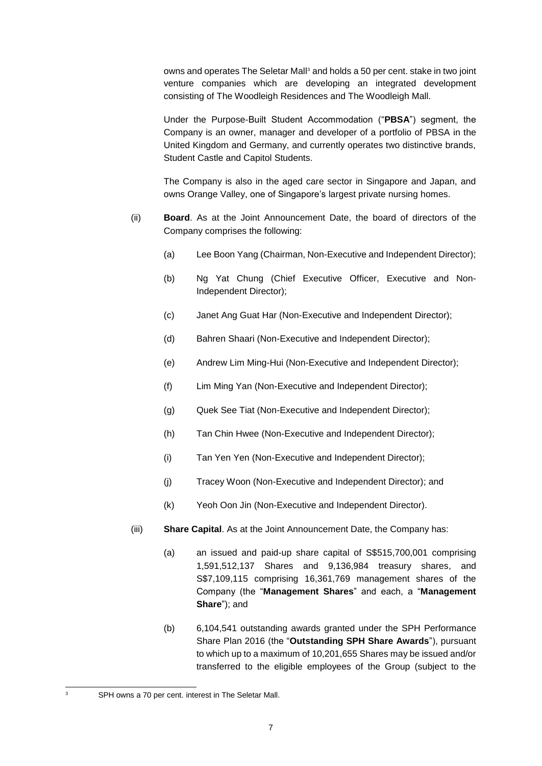owns and operates The Seletar Mall[3] and holds a 50 per cent. stake in two joint venture companies which are developing an integrated development consisting of The Woodleigh Residences and The Woodleigh Mall.

Under the Purpose-Built Student Accommodation ("**PBSA**") segment, the Company is an owner, manager and developer of a portfolio of PBSA in the United Kingdom and Germany, and currently operates two distinctive brands, Student Castle and Capitol Students.

The Company is also in the aged care sector in Singapore and Japan, and owns Orange Valley, one of Singapore's largest private nursing homes.

(ii) **Board**. As at the Joint Announcement Date, the board of directors of the Company comprises the following:

(a) Lee Boon Yang (Chairman, Non-Executive and Independent Director);

(b) Ng Yat Chung (Chief Executive Officer, Executive and Non-Independent Director);

(c) Janet Ang Guat Har (Non-Executive and Independent Director);

(d) Bahren Shaari (Non-Executive and Independent Director);

(e) Andrew Lim Ming-Hui (Non-Executive and Independent Director);

(f) Lim Ming Yan (Non-Executive and Independent Director);

(g) Quek See Tiat (Non-Executive and Independent Director);

(h) Tan Chin Hwee (Non-Executive and Independent Director);

(i) Tan Yen Yen (Non-Executive and Independent Director);

(j) Tracey Woon (Non-Executive and Independent Director); and

(k) Yeoh Oon Jin (Non-Executive and Independent Director).

(iii) **Share Capital**. As at the Joint Announcement Date, the Company has:

(a) an issued and paid-up share capital of S$515,700,001 comprising 1,591,512,137 Shares and 9,136,984 treasury shares, and S$7,109,115 comprising 16,361,769 management shares of the Company (the "**Management Shares**" and each, a "**Management Share**"); and

(b) 6,104,541 outstanding awards granted under the SPH Performance Share Plan 2016 (the "**Outstanding SPH Share Awards**"), pursuant to which up to a maximum of 10,201,655 Shares may be issued and/or transferred to the eligible employees of the Group (subject to the

---

[3] SPH owns a 70 per cent. interest in The Seletar Mall.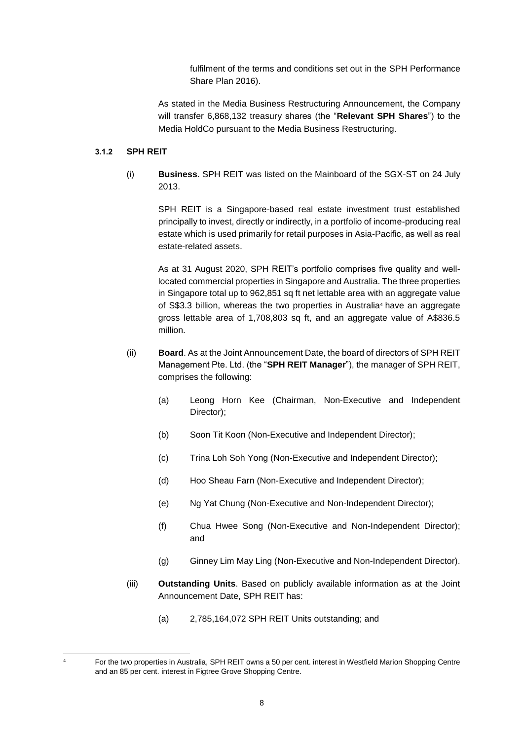fulfilment of the terms and conditions set out in the SPH Performance Share Plan 2016).

As stated in the Media Business Restructuring Announcement, the Company will transfer 6,868,132 treasury shares (the "**Relevant SPH Shares**") to the Media HoldCo pursuant to the Media Business Restructuring.

#### 3.1.2 SPH REIT

(i) **Business**. SPH REIT was listed on the Mainboard of the SGX-ST on 24 July 2013.

SPH REIT is a Singapore-based real estate investment trust established principally to invest, directly or indirectly, in a portfolio of income-producing real estate which is used primarily for retail purposes in Asia-Pacific, as well as real estate-related assets.

As at 31 August 2020, SPH REIT's portfolio comprises five quality and well-located commercial properties in Singapore and Australia. The three properties in Singapore total up to 962,851 sq ft net lettable area with an aggregate value of S$3.3 billion, whereas the two properties in Australia[4] have an aggregate gross lettable area of 1,708,803 sq ft, and an aggregate value of A$836.5 million.

(ii) **Board**. As at the Joint Announcement Date, the board of directors of SPH REIT Management Pte. Ltd. (the "**SPH REIT Manager**"), the manager of SPH REIT, comprises the following:

(a) Leong Horn Kee (Chairman, Non-Executive and Independent Director);

(b) Soon Tit Koon (Non-Executive and Independent Director);

(c) Trina Loh Soh Yong (Non-Executive and Independent Director);

(d) Hoo Sheau Farn (Non-Executive and Independent Director);

(e) Ng Yat Chung (Non-Executive and Non-Independent Director);

(f) Chua Hwee Song (Non-Executive and Non-Independent Director); and

(g) Ginney Lim May Ling (Non-Executive and Non-Independent Director).

(iii) **Outstanding Units**. Based on publicly available information as at the Joint Announcement Date, SPH REIT has:

(a) 2,785,164,072 SPH REIT Units outstanding; and

---

[4] For the two properties in Australia, SPH REIT owns a 50 per cent. interest in Westfield Marion Shopping Centre and an 85 per cent. interest in Figtree Grove Shopping Centre.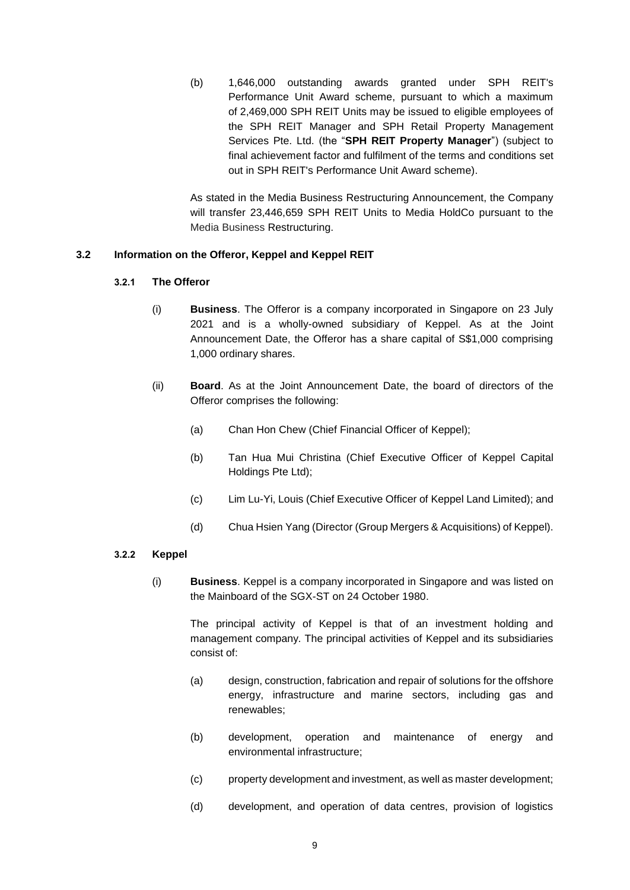(b) 1,646,000 outstanding awards granted under SPH REIT's Performance Unit Award scheme, pursuant to which a maximum of 2,469,000 SPH REIT Units may be issued to eligible employees of the SPH REIT Manager and SPH Retail Property Management Services Pte. Ltd. (the "**SPH REIT Property Manager**") (subject to final achievement factor and fulfilment of the terms and conditions set out in SPH REIT's Performance Unit Award scheme).

As stated in the Media Business Restructuring Announcement, the Company will transfer 23,446,659 SPH REIT Units to Media HoldCo pursuant to the Media Business Restructuring.

### 3.2 Information on the Offeror, Keppel and Keppel REIT

#### 3.2.1 The Offeror

(i) **Business**. The Offeror is a company incorporated in Singapore on 23 July 2021 and is a wholly-owned subsidiary of Keppel. As at the Joint Announcement Date, the Offeror has a share capital of S$1,000 comprising 1,000 ordinary shares.

(ii) **Board**. As at the Joint Announcement Date, the board of directors of the Offeror comprises the following:

(a) Chan Hon Chew (Chief Financial Officer of Keppel);

(b) Tan Hua Mui Christina (Chief Executive Officer of Keppel Capital Holdings Pte Ltd);

(c) Lim Lu-Yi, Louis (Chief Executive Officer of Keppel Land Limited); and

(d) Chua Hsien Yang (Director (Group Mergers & Acquisitions) of Keppel).

#### 3.2.2 Keppel

(i) **Business**. Keppel is a company incorporated in Singapore and was listed on the Mainboard of the SGX-ST on 24 October 1980.

The principal activity of Keppel is that of an investment holding and management company. The principal activities of Keppel and its subsidiaries consist of:

(a) design, construction, fabrication and repair of solutions for the offshore energy, infrastructure and marine sectors, including gas and renewables;

(b) development, operation and maintenance of energy and environmental infrastructure;

(c) property development and investment, as well as master development;

(d) development, and operation of data centres, provision of logistics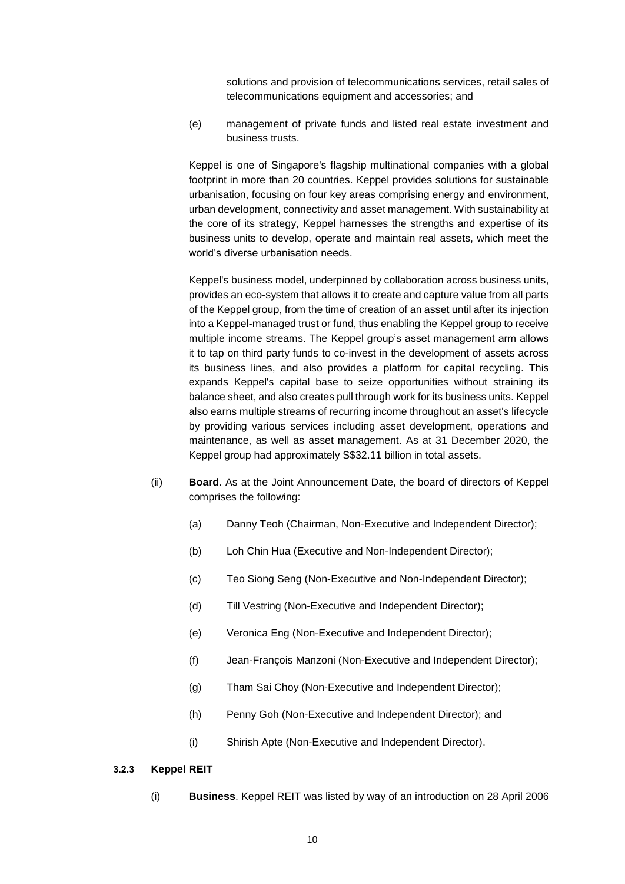solutions and provision of telecommunications services, retail sales of telecommunications equipment and accessories; and

(e) management of private funds and listed real estate investment and business trusts.

Keppel is one of Singapore's flagship multinational companies with a global footprint in more than 20 countries. Keppel provides solutions for sustainable urbanisation, focusing on four key areas comprising energy and environment, urban development, connectivity and asset management. With sustainability at the core of its strategy, Keppel harnesses the strengths and expertise of its business units to develop, operate and maintain real assets, which meet the world's diverse urbanisation needs.

Keppel's business model, underpinned by collaboration across business units, provides an eco-system that allows it to create and capture value from all parts of the Keppel group, from the time of creation of an asset until after its injection into a Keppel-managed trust or fund, thus enabling the Keppel group to receive multiple income streams. The Keppel group's asset management arm allows it to tap on third party funds to co-invest in the development of assets across its business lines, and also provides a platform for capital recycling. This expands Keppel's capital base to seize opportunities without straining its balance sheet, and also creates pull through work for its business units. Keppel also earns multiple streams of recurring income throughout an asset's lifecycle by providing various services including asset development, operations and maintenance, as well as asset management. As at 31 December 2020, the Keppel group had approximately S$32.11 billion in total assets.

(ii) **Board**. As at the Joint Announcement Date, the board of directors of Keppel comprises the following:

(a) Danny Teoh (Chairman, Non-Executive and Independent Director);

(b) Loh Chin Hua (Executive and Non-Independent Director);

(c) Teo Siong Seng (Non-Executive and Non-Independent Director);

(d) Till Vestring (Non-Executive and Independent Director);

(e) Veronica Eng (Non-Executive and Independent Director);

(f) Jean-François Manzoni (Non-Executive and Independent Director);

(g) Tham Sai Choy (Non-Executive and Independent Director);

(h) Penny Goh (Non-Executive and Independent Director); and

(i) Shirish Apte (Non-Executive and Independent Director).

### 3.2.3 Keppel REIT

(i) **Business**. Keppel REIT was listed by way of an introduction on 28 April 2006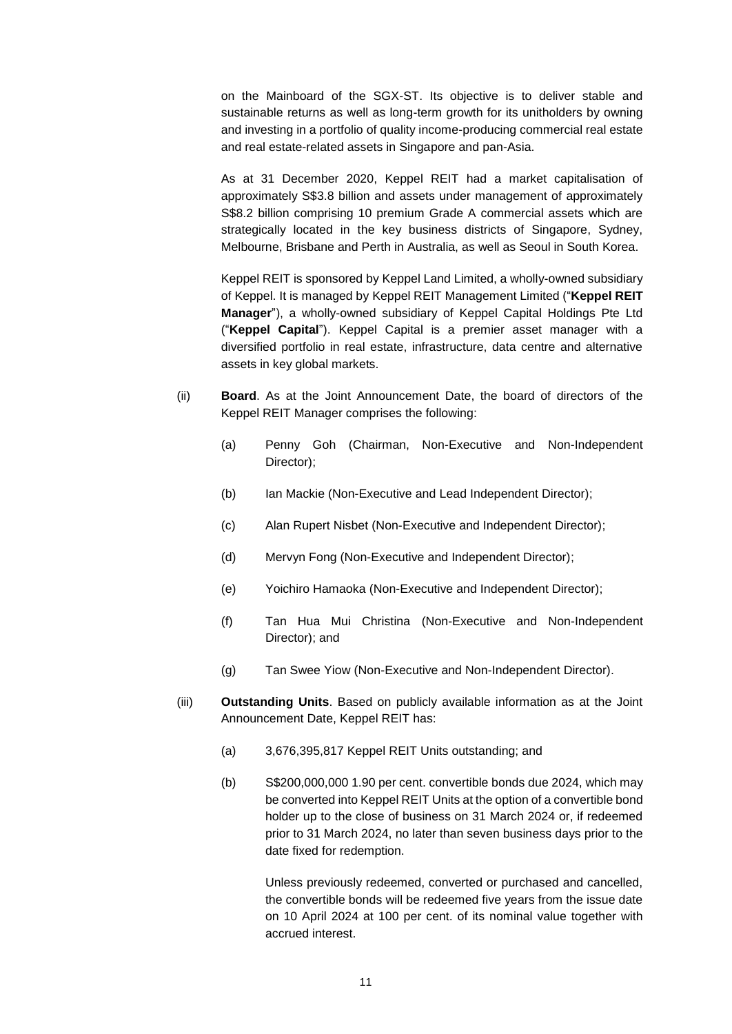on the Mainboard of the SGX-ST. Its objective is to deliver stable and sustainable returns as well as long-term growth for its unitholders by owning and investing in a portfolio of quality income-producing commercial real estate and real estate-related assets in Singapore and pan-Asia.

As at 31 December 2020, Keppel REIT had a market capitalisation of approximately S$3.8 billion and assets under management of approximately S$8.2 billion comprising 10 premium Grade A commercial assets which are strategically located in the key business districts of Singapore, Sydney, Melbourne, Brisbane and Perth in Australia, as well as Seoul in South Korea.

Keppel REIT is sponsored by Keppel Land Limited, a wholly-owned subsidiary of Keppel. It is managed by Keppel REIT Management Limited ("**Keppel REIT Manager**"), a wholly-owned subsidiary of Keppel Capital Holdings Pte Ltd ("**Keppel Capital**"). Keppel Capital is a premier asset manager with a diversified portfolio in real estate, infrastructure, data centre and alternative assets in key global markets.

(ii) **Board**. As at the Joint Announcement Date, the board of directors of the Keppel REIT Manager comprises the following:

(a) Penny Goh (Chairman, Non-Executive and Non-Independent Director);

(b) Ian Mackie (Non-Executive and Lead Independent Director);

(c) Alan Rupert Nisbet (Non-Executive and Independent Director);

(d) Mervyn Fong (Non-Executive and Independent Director);

(e) Yoichiro Hamaoka (Non-Executive and Independent Director);

(f) Tan Hua Mui Christina (Non-Executive and Non-Independent Director); and

(g) Tan Swee Yiow (Non-Executive and Non-Independent Director).

(iii) **Outstanding Units**. Based on publicly available information as at the Joint Announcement Date, Keppel REIT has:

(a) 3,676,395,817 Keppel REIT Units outstanding; and

(b) S$200,000,000 1.90 per cent. convertible bonds due 2024, which may be converted into Keppel REIT Units at the option of a convertible bond holder up to the close of business on 31 March 2024 or, if redeemed prior to 31 March 2024, no later than seven business days prior to the date fixed for redemption.

Unless previously redeemed, converted or purchased and cancelled, the convertible bonds will be redeemed five years from the issue date on 10 April 2024 at 100 per cent. of its nominal value together with accrued interest.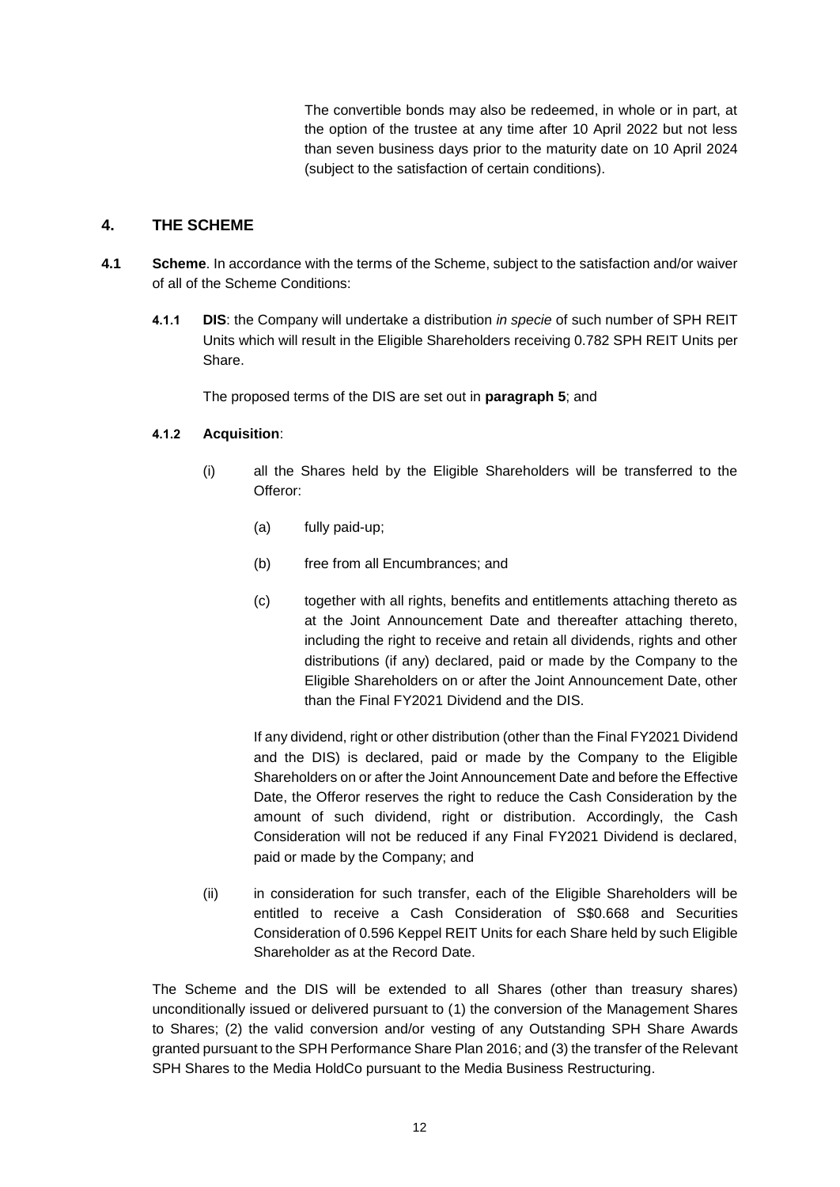The convertible bonds may also be redeemed, in whole or in part, at the option of the trustee at any time after 10 April 2022 but not less than seven business days prior to the maturity date on 10 April 2024 (subject to the satisfaction of certain conditions).

## 4. THE SCHEME

**4.1 Scheme**. In accordance with the terms of the Scheme, subject to the satisfaction and/or waiver of all of the Scheme Conditions:

**4.1.1 DIS**: the Company will undertake a distribution *in specie* of such number of SPH REIT Units which will result in the Eligible Shareholders receiving 0.782 SPH REIT Units per Share.

The proposed terms of the DIS are set out in **paragraph 5**; and

**4.1.2 Acquisition**:

(i) all the Shares held by the Eligible Shareholders will be transferred to the Offeror:

(a) fully paid-up;

(b) free from all Encumbrances; and

(c) together with all rights, benefits and entitlements attaching thereto as at the Joint Announcement Date and thereafter attaching thereto, including the right to receive and retain all dividends, rights and other distributions (if any) declared, paid or made by the Company to the Eligible Shareholders on or after the Joint Announcement Date, other than the Final FY2021 Dividend and the DIS.

If any dividend, right or other distribution (other than the Final FY2021 Dividend and the DIS) is declared, paid or made by the Company to the Eligible Shareholders on or after the Joint Announcement Date and before the Effective Date, the Offeror reserves the right to reduce the Cash Consideration by the amount of such dividend, right or distribution. Accordingly, the Cash Consideration will not be reduced if any Final FY2021 Dividend is declared, paid or made by the Company; and

(ii) in consideration for such transfer, each of the Eligible Shareholders will be entitled to receive a Cash Consideration of S$0.668 and Securities Consideration of 0.596 Keppel REIT Units for each Share held by such Eligible Shareholder as at the Record Date.

The Scheme and the DIS will be extended to all Shares (other than treasury shares) unconditionally issued or delivered pursuant to (1) the conversion of the Management Shares to Shares; (2) the valid conversion and/or vesting of any Outstanding SPH Share Awards granted pursuant to the SPH Performance Share Plan 2016; and (3) the transfer of the Relevant SPH Shares to the Media HoldCo pursuant to the Media Business Restructuring.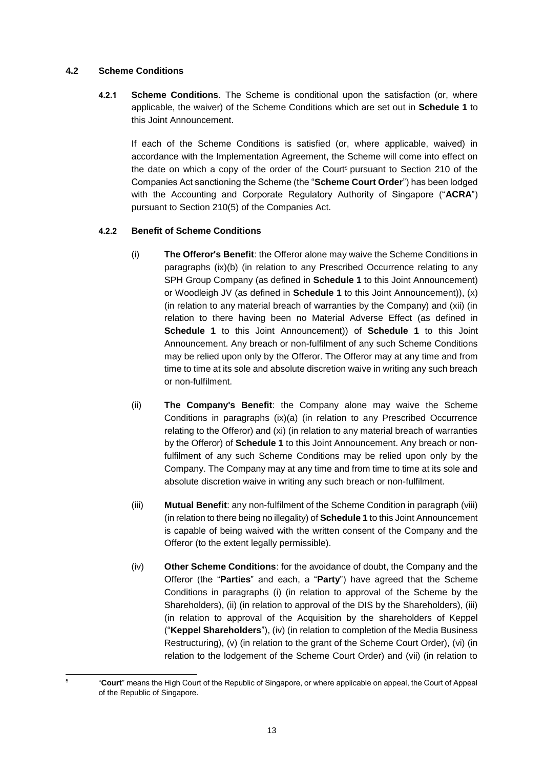### 4.2 Scheme Conditions

**4.2.1 Scheme Conditions**. The Scheme is conditional upon the satisfaction (or, where applicable, the waiver) of the Scheme Conditions which are set out in **Schedule 1** to this Joint Announcement.

If each of the Scheme Conditions is satisfied (or, where applicable, waived) in accordance with the Implementation Agreement, the Scheme will come into effect on the date on which a copy of the order of the Court[5] pursuant to Section 210 of the Companies Act sanctioning the Scheme (the "**Scheme Court Order**") has been lodged with the Accounting and Corporate Regulatory Authority of Singapore ("**ACRA**") pursuant to Section 210(5) of the Companies Act.

**4.2.2 Benefit of Scheme Conditions**

(i) **The Offeror's Benefit**: the Offeror alone may waive the Scheme Conditions in paragraphs (ix)(b) (in relation to any Prescribed Occurrence relating to any SPH Group Company (as defined in **Schedule 1** to this Joint Announcement) or Woodleigh JV (as defined in **Schedule 1** to this Joint Announcement)), (x) (in relation to any material breach of warranties by the Company) and (xii) (in relation to there having been no Material Adverse Effect (as defined in **Schedule 1** to this Joint Announcement)) of **Schedule 1** to this Joint Announcement. Any breach or non-fulfilment of any such Scheme Conditions may be relied upon only by the Offeror. The Offeror may at any time and from time to time at its sole and absolute discretion waive in writing any such breach or non-fulfilment.

(ii) **The Company's Benefit**: the Company alone may waive the Scheme Conditions in paragraphs (ix)(a) (in relation to any Prescribed Occurrence relating to the Offeror) and (xi) (in relation to any material breach of warranties by the Offeror) of **Schedule 1** to this Joint Announcement. Any breach or non-fulfilment of any such Scheme Conditions may be relied upon only by the Company. The Company may at any time and from time to time at its sole and absolute discretion waive in writing any such breach or non-fulfilment.

(iii) **Mutual Benefit**: any non-fulfilment of the Scheme Condition in paragraph (viii) (in relation to there being no illegality) of **Schedule 1** to this Joint Announcement is capable of being waived with the written consent of the Company and the Offeror (to the extent legally permissible).

(iv) **Other Scheme Conditions**: for the avoidance of doubt, the Company and the Offeror (the "**Parties**" and each, a "**Party**") have agreed that the Scheme Conditions in paragraphs (i) (in relation to approval of the Scheme by the Shareholders), (ii) (in relation to approval of the DIS by the Shareholders), (iii) (in relation to approval of the Acquisition by the shareholders of Keppel ("**Keppel Shareholders**"), (iv) (in relation to completion of the Media Business Restructuring), (v) (in relation to the grant of the Scheme Court Order), (vi) (in relation to the lodgement of the Scheme Court Order) and (vii) (in relation to

---

[5] "**Court**" means the High Court of the Republic of Singapore, or where applicable on appeal, the Court of Appeal of the Republic of Singapore.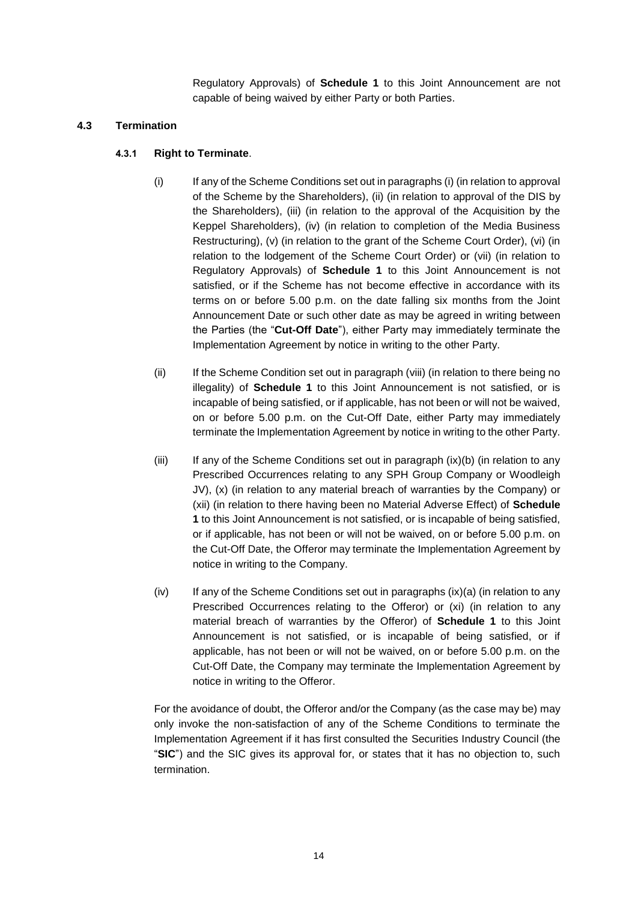Regulatory Approvals) of **Schedule 1** to this Joint Announcement are not capable of being waived by either Party or both Parties.

### 4.3 Termination

#### 4.3.1 Right to Terminate.

(i) If any of the Scheme Conditions set out in paragraphs (i) (in relation to approval of the Scheme by the Shareholders), (ii) (in relation to approval of the DIS by the Shareholders), (iii) (in relation to the approval of the Acquisition by the Keppel Shareholders), (iv) (in relation to completion of the Media Business Restructuring), (v) (in relation to the grant of the Scheme Court Order), (vi) (in relation to the lodgement of the Scheme Court Order) or (vii) (in relation to Regulatory Approvals) of **Schedule 1** to this Joint Announcement is not satisfied, or if the Scheme has not become effective in accordance with its terms on or before 5.00 p.m. on the date falling six months from the Joint Announcement Date or such other date as may be agreed in writing between the Parties (the "**Cut-Off Date**"), either Party may immediately terminate the Implementation Agreement by notice in writing to the other Party.

(ii) If the Scheme Condition set out in paragraph (viii) (in relation to there being no illegality) of **Schedule 1** to this Joint Announcement is not satisfied, or is incapable of being satisfied, or if applicable, has not been or will not be waived, on or before 5.00 p.m. on the Cut-Off Date, either Party may immediately terminate the Implementation Agreement by notice in writing to the other Party.

(iii) If any of the Scheme Conditions set out in paragraph (ix)(b) (in relation to any Prescribed Occurrences relating to any SPH Group Company or Woodleigh JV), (x) (in relation to any material breach of warranties by the Company) or (xii) (in relation to there having been no Material Adverse Effect) of **Schedule 1** to this Joint Announcement is not satisfied, or is incapable of being satisfied, or if applicable, has not been or will not be waived, on or before 5.00 p.m. on the Cut-Off Date, the Offeror may terminate the Implementation Agreement by notice in writing to the Company.

(iv) If any of the Scheme Conditions set out in paragraphs (ix)(a) (in relation to any Prescribed Occurrences relating to the Offeror) or (xi) (in relation to any material breach of warranties by the Offeror) of **Schedule 1** to this Joint Announcement is not satisfied, or is incapable of being satisfied, or if applicable, has not been or will not be waived, on or before 5.00 p.m. on the Cut-Off Date, the Company may terminate the Implementation Agreement by notice in writing to the Offeror.

For the avoidance of doubt, the Offeror and/or the Company (as the case may be) may only invoke the non-satisfaction of any of the Scheme Conditions to terminate the Implementation Agreement if it has first consulted the Securities Industry Council (the "**SIC**") and the SIC gives its approval for, or states that it has no objection to, such termination.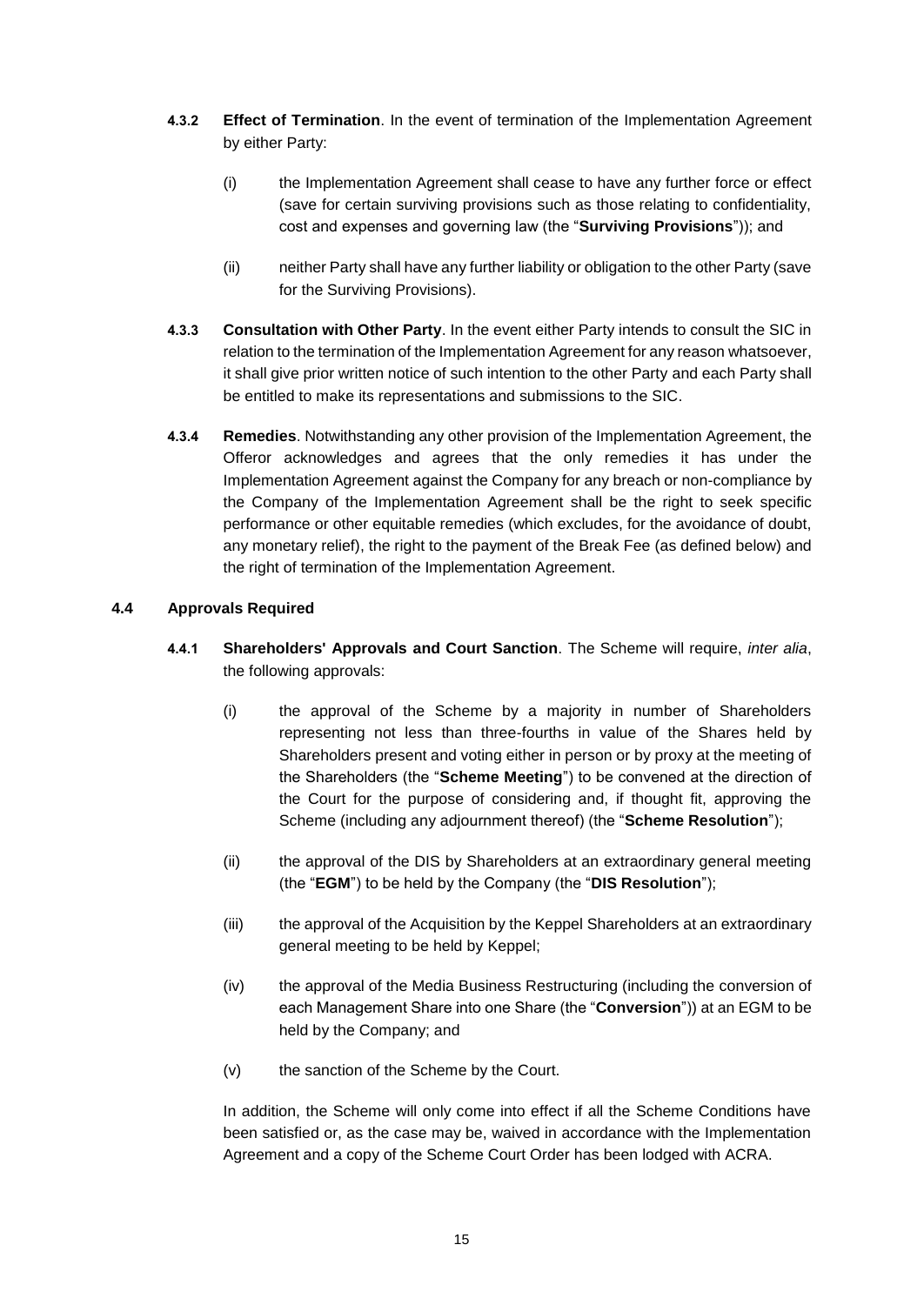**4.3.2** **Effect of Termination**. In the event of termination of the Implementation Agreement by either Party:

(i) the Implementation Agreement shall cease to have any further force or effect (save for certain surviving provisions such as those relating to confidentiality, cost and expenses and governing law (the "**Surviving Provisions**")); and

(ii) neither Party shall have any further liability or obligation to the other Party (save for the Surviving Provisions).

**4.3.3** **Consultation with Other Party**. In the event either Party intends to consult the SIC in relation to the termination of the Implementation Agreement for any reason whatsoever, it shall give prior written notice of such intention to the other Party and each Party shall be entitled to make its representations and submissions to the SIC.

**4.3.4** **Remedies**. Notwithstanding any other provision of the Implementation Agreement, the Offeror acknowledges and agrees that the only remedies it has under the Implementation Agreement against the Company for any breach or non-compliance by the Company of the Implementation Agreement shall be the right to seek specific performance or other equitable remedies (which excludes, for the avoidance of doubt, any monetary relief), the right to the payment of the Break Fee (as defined below) and the right of termination of the Implementation Agreement.

**4.4** **Approvals Required**

**4.4.1** **Shareholders' Approvals and Court Sanction**. The Scheme will require, *inter alia*, the following approvals:

(i) the approval of the Scheme by a majority in number of Shareholders representing not less than three-fourths in value of the Shares held by Shareholders present and voting either in person or by proxy at the meeting of the Shareholders (the "**Scheme Meeting**") to be convened at the direction of the Court for the purpose of considering and, if thought fit, approving the Scheme (including any adjournment thereof) (the "**Scheme Resolution**");

(ii) the approval of the DIS by Shareholders at an extraordinary general meeting (the "**EGM**") to be held by the Company (the "**DIS Resolution**");

(iii) the approval of the Acquisition by the Keppel Shareholders at an extraordinary general meeting to be held by Keppel;

(iv) the approval of the Media Business Restructuring (including the conversion of each Management Share into one Share (the "**Conversion**")) at an EGM to be held by the Company; and

(v) the sanction of the Scheme by the Court.

In addition, the Scheme will only come into effect if all the Scheme Conditions have been satisfied or, as the case may be, waived in accordance with the Implementation Agreement and a copy of the Scheme Court Order has been lodged with ACRA.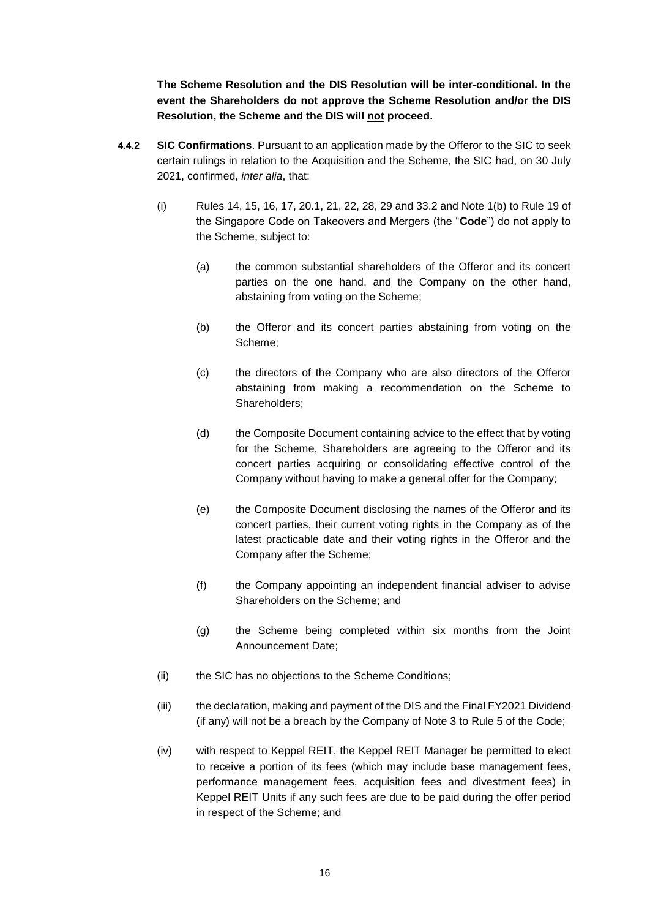**The Scheme Resolution and the DIS Resolution will be inter-conditional. In the event the Shareholders do not approve the Scheme Resolution and/or the DIS Resolution, the Scheme and the DIS will <u>not</u> proceed.**

**4.4.2 SIC Confirmations**. Pursuant to an application made by the Offeror to the SIC to seek certain rulings in relation to the Acquisition and the Scheme, the SIC had, on 30 July 2021, confirmed, *inter alia*, that:

(i) Rules 14, 15, 16, 17, 20.1, 21, 22, 28, 29 and 33.2 and Note 1(b) to Rule 19 of the Singapore Code on Takeovers and Mergers (the "**Code**") do not apply to the Scheme, subject to:

   (a) the common substantial shareholders of the Offeror and its concert parties on the one hand, and the Company on the other hand, abstaining from voting on the Scheme;

   (b) the Offeror and its concert parties abstaining from voting on the Scheme;

   (c) the directors of the Company who are also directors of the Offeror abstaining from making a recommendation on the Scheme to Shareholders;

   (d) the Composite Document containing advice to the effect that by voting for the Scheme, Shareholders are agreeing to the Offeror and its concert parties acquiring or consolidating effective control of the Company without having to make a general offer for the Company;

   (e) the Composite Document disclosing the names of the Offeror and its concert parties, their current voting rights in the Company as of the latest practicable date and their voting rights in the Offeror and the Company after the Scheme;

   (f) the Company appointing an independent financial adviser to advise Shareholders on the Scheme; and

   (g) the Scheme being completed within six months from the Joint Announcement Date;

(ii) the SIC has no objections to the Scheme Conditions;

(iii) the declaration, making and payment of the DIS and the Final FY2021 Dividend (if any) will not be a breach by the Company of Note 3 to Rule 5 of the Code;

(iv) with respect to Keppel REIT, the Keppel REIT Manager be permitted to elect to receive a portion of its fees (which may include base management fees, performance management fees, acquisition fees and divestment fees) in Keppel REIT Units if any such fees are due to be paid during the offer period in respect of the Scheme; and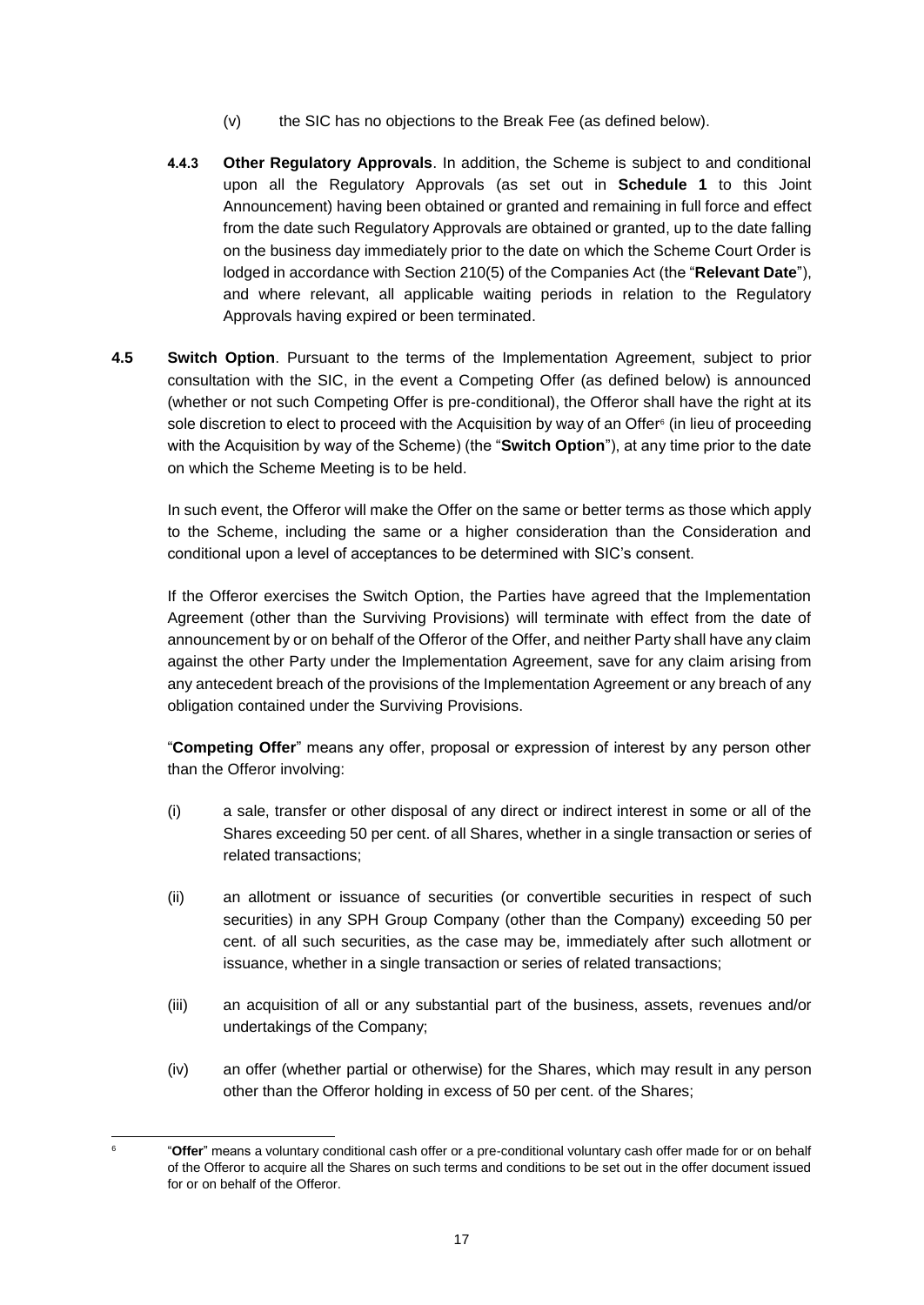(v) the SIC has no objections to the Break Fee (as defined below).

**4.4.3 Other Regulatory Approvals**. In addition, the Scheme is subject to and conditional upon all the Regulatory Approvals (as set out in **Schedule 1** to this Joint Announcement) having been obtained or granted and remaining in full force and effect from the date such Regulatory Approvals are obtained or granted, up to the date falling on the business day immediately prior to the date on which the Scheme Court Order is lodged in accordance with Section 210(5) of the Companies Act (the "**Relevant Date**"), and where relevant, all applicable waiting periods in relation to the Regulatory Approvals having expired or been terminated.

**4.5 Switch Option**. Pursuant to the terms of the Implementation Agreement, subject to prior consultation with the SIC, in the event a Competing Offer (as defined below) is announced (whether or not such Competing Offer is pre-conditional), the Offeror shall have the right at its sole discretion to elect to proceed with the Acquisition by way of an Offer[6] (in lieu of proceeding with the Acquisition by way of the Scheme) (the "**Switch Option**"), at any time prior to the date on which the Scheme Meeting is to be held.

In such event, the Offeror will make the Offer on the same or better terms as those which apply to the Scheme, including the same or a higher consideration than the Consideration and conditional upon a level of acceptances to be determined with SIC's consent.

If the Offeror exercises the Switch Option, the Parties have agreed that the Implementation Agreement (other than the Surviving Provisions) will terminate with effect from the date of announcement by or on behalf of the Offeror of the Offer, and neither Party shall have any claim against the other Party under the Implementation Agreement, save for any claim arising from any antecedent breach of the provisions of the Implementation Agreement or any breach of any obligation contained under the Surviving Provisions.

"**Competing Offer**" means any offer, proposal or expression of interest by any person other than the Offeror involving:

(i) a sale, transfer or other disposal of any direct or indirect interest in some or all of the Shares exceeding 50 per cent. of all Shares, whether in a single transaction or series of related transactions;

(ii) an allotment or issuance of securities (or convertible securities in respect of such securities) in any SPH Group Company (other than the Company) exceeding 50 per cent. of all such securities, as the case may be, immediately after such allotment or issuance, whether in a single transaction or series of related transactions;

(iii) an acquisition of all or any substantial part of the business, assets, revenues and/or undertakings of the Company;

(iv) an offer (whether partial or otherwise) for the Shares, which may result in any person other than the Offeror holding in excess of 50 per cent. of the Shares;

---

[6] "**Offer**" means a voluntary conditional cash offer or a pre-conditional voluntary cash offer made for or on behalf of the Offeror to acquire all the Shares on such terms and conditions to be set out in the offer document issued for or on behalf of the Offeror.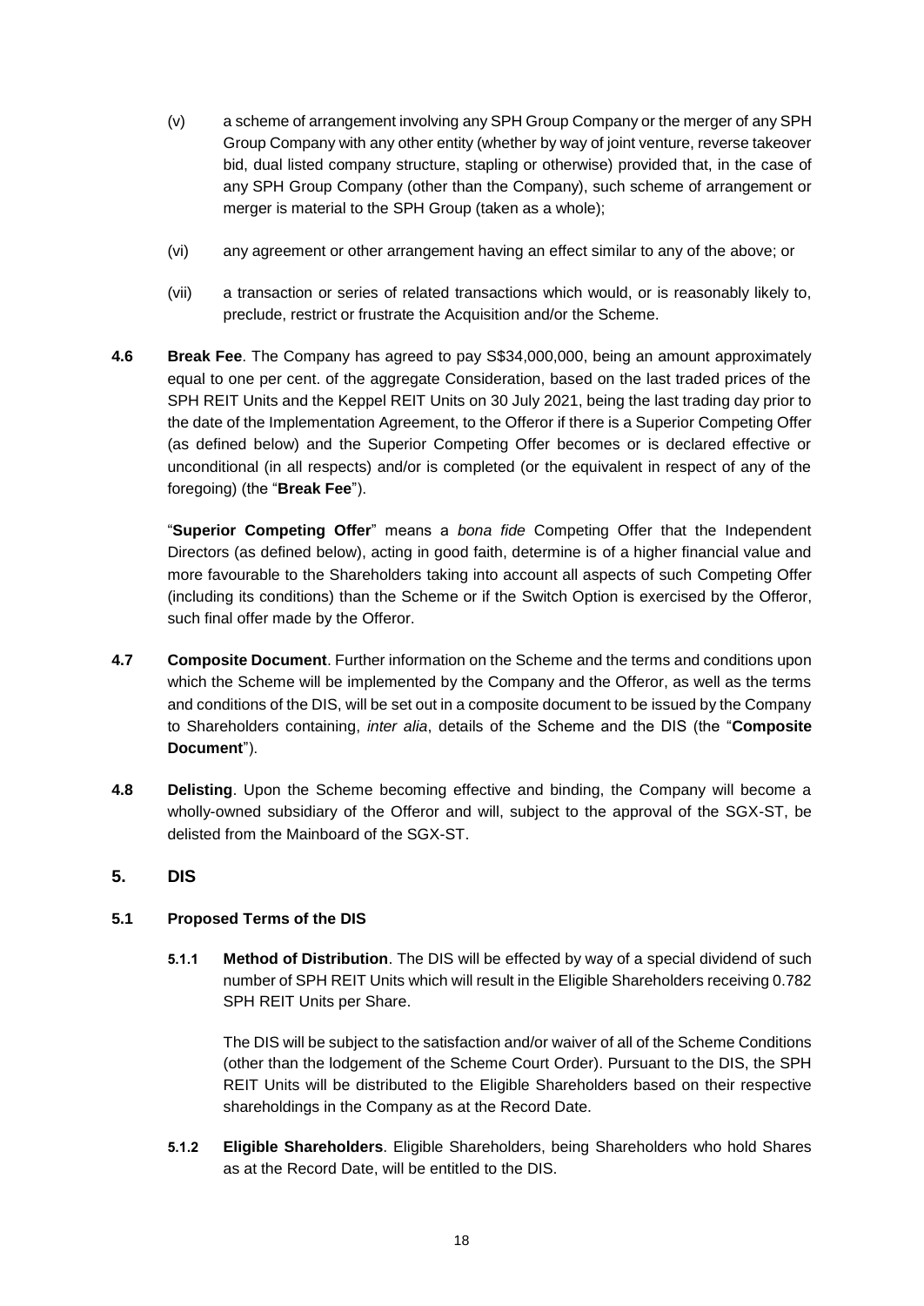(v) a scheme of arrangement involving any SPH Group Company or the merger of any SPH Group Company with any other entity (whether by way of joint venture, reverse takeover bid, dual listed company structure, stapling or otherwise) provided that, in the case of any SPH Group Company (other than the Company), such scheme of arrangement or merger is material to the SPH Group (taken as a whole);

(vi) any agreement or other arrangement having an effect similar to any of the above; or

(vii) a transaction or series of related transactions which would, or is reasonably likely to, preclude, restrict or frustrate the Acquisition and/or the Scheme.

**4.6 Break Fee**. The Company has agreed to pay S$34,000,000, being an amount approximately equal to one per cent. of the aggregate Consideration, based on the last traded prices of the SPH REIT Units and the Keppel REIT Units on 30 July 2021, being the last trading day prior to the date of the Implementation Agreement, to the Offeror if there is a Superior Competing Offer (as defined below) and the Superior Competing Offer becomes or is declared effective or unconditional (in all respects) and/or is completed (or the equivalent in respect of any of the foregoing) (the "**Break Fee**").

"**Superior Competing Offer**" means a *bona fide* Competing Offer that the Independent Directors (as defined below), acting in good faith, determine is of a higher financial value and more favourable to the Shareholders taking into account all aspects of such Competing Offer (including its conditions) than the Scheme or if the Switch Option is exercised by the Offeror, such final offer made by the Offeror.

**4.7 Composite Document**. Further information on the Scheme and the terms and conditions upon which the Scheme will be implemented by the Company and the Offeror, as well as the terms and conditions of the DIS, will be set out in a composite document to be issued by the Company to Shareholders containing, *inter alia*, details of the Scheme and the DIS (the "**Composite Document**").

**4.8 Delisting**. Upon the Scheme becoming effective and binding, the Company will become a wholly-owned subsidiary of the Offeror and will, subject to the approval of the SGX-ST, be delisted from the Mainboard of the SGX-ST.

## 5. DIS

### 5.1 Proposed Terms of the DIS

**5.1.1 Method of Distribution**. The DIS will be effected by way of a special dividend of such number of SPH REIT Units which will result in the Eligible Shareholders receiving 0.782 SPH REIT Units per Share.

The DIS will be subject to the satisfaction and/or waiver of all of the Scheme Conditions (other than the lodgement of the Scheme Court Order). Pursuant to the DIS, the SPH REIT Units will be distributed to the Eligible Shareholders based on their respective shareholdings in the Company as at the Record Date.

**5.1.2 Eligible Shareholders**. Eligible Shareholders, being Shareholders who hold Shares as at the Record Date, will be entitled to the DIS.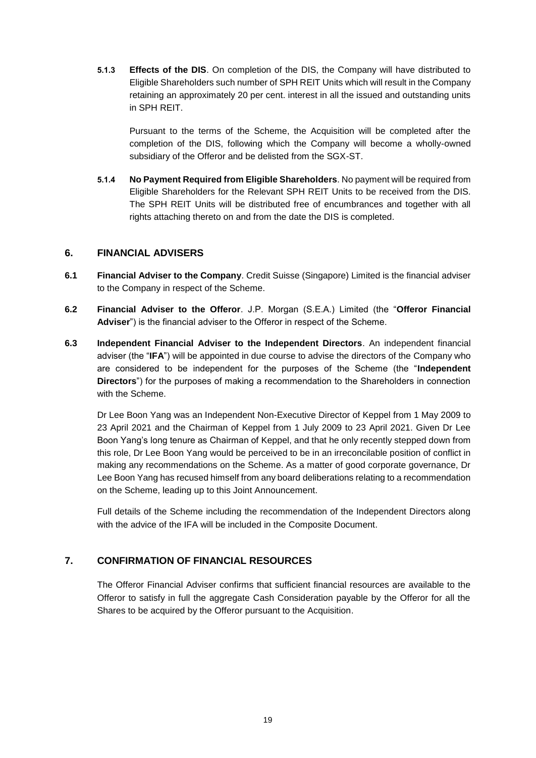**5.1.3 Effects of the DIS**. On completion of the DIS, the Company will have distributed to Eligible Shareholders such number of SPH REIT Units which will result in the Company retaining an approximately 20 per cent. interest in all the issued and outstanding units in SPH REIT.

Pursuant to the terms of the Scheme, the Acquisition will be completed after the completion of the DIS, following which the Company will become a wholly-owned subsidiary of the Offeror and be delisted from the SGX-ST.

**5.1.4 No Payment Required from Eligible Shareholders**. No payment will be required from Eligible Shareholders for the Relevant SPH REIT Units to be received from the DIS. The SPH REIT Units will be distributed free of encumbrances and together with all rights attaching thereto on and from the date the DIS is completed.

## 6. FINANCIAL ADVISERS

**6.1 Financial Adviser to the Company**. Credit Suisse (Singapore) Limited is the financial adviser to the Company in respect of the Scheme.

**6.2 Financial Adviser to the Offeror**. J.P. Morgan (S.E.A.) Limited (the "**Offeror Financial Adviser**") is the financial adviser to the Offeror in respect of the Scheme.

**6.3 Independent Financial Adviser to the Independent Directors**. An independent financial adviser (the "**IFA**") will be appointed in due course to advise the directors of the Company who are considered to be independent for the purposes of the Scheme (the "**Independent Directors**") for the purposes of making a recommendation to the Shareholders in connection with the Scheme.

Dr Lee Boon Yang was an Independent Non-Executive Director of Keppel from 1 May 2009 to 23 April 2021 and the Chairman of Keppel from 1 July 2009 to 23 April 2021. Given Dr Lee Boon Yang's long tenure as Chairman of Keppel, and that he only recently stepped down from this role, Dr Lee Boon Yang would be perceived to be in an irreconcilable position of conflict in making any recommendations on the Scheme. As a matter of good corporate governance, Dr Lee Boon Yang has recused himself from any board deliberations relating to a recommendation on the Scheme, leading up to this Joint Announcement.

Full details of the Scheme including the recommendation of the Independent Directors along with the advice of the IFA will be included in the Composite Document.

## 7. CONFIRMATION OF FINANCIAL RESOURCES

The Offeror Financial Adviser confirms that sufficient financial resources are available to the Offeror to satisfy in full the aggregate Cash Consideration payable by the Offeror for all the Shares to be acquired by the Offeror pursuant to the Acquisition.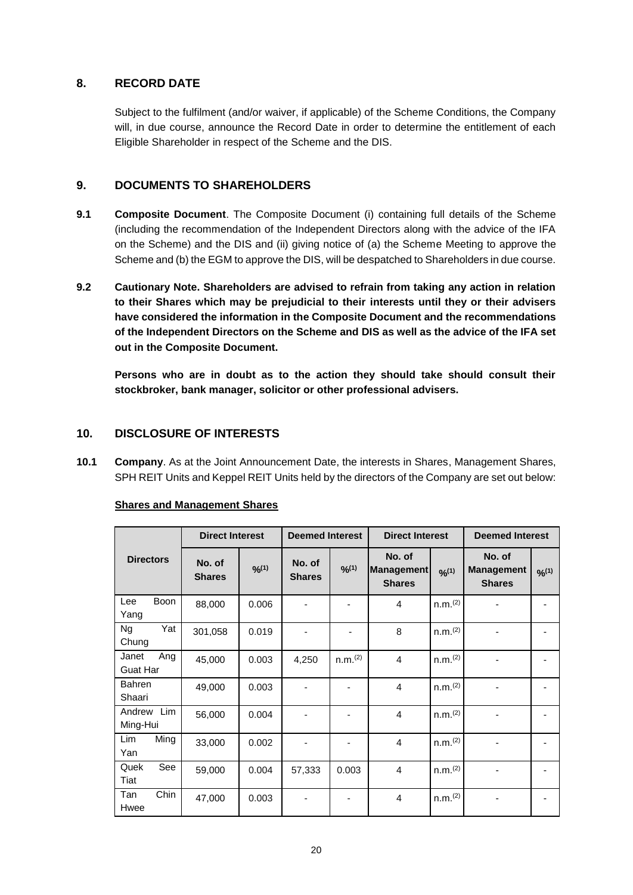## 8. RECORD DATE

Subject to the fulfilment (and/or waiver, if applicable) of the Scheme Conditions, the Company will, in due course, announce the Record Date in order to determine the entitlement of each Eligible Shareholder in respect of the Scheme and the DIS.

## 9. DOCUMENTS TO SHAREHOLDERS

**9.1 Composite Document**. The Composite Document (i) containing full details of the Scheme (including the recommendation of the Independent Directors along with the advice of the IFA on the Scheme) and the DIS and (ii) giving notice of (a) the Scheme Meeting to approve the Scheme and (b) the EGM to approve the DIS, will be despatched to Shareholders in due course.

**9.2 Cautionary Note. Shareholders are advised to refrain from taking any action in relation to their Shares which may be prejudicial to their interests until they or their advisers have considered the information in the Composite Document and the recommendations of the Independent Directors on the Scheme and DIS as well as the advice of the IFA set out in the Composite Document.**

**Persons who are in doubt as to the action they should take should consult their stockbroker, bank manager, solicitor or other professional advisers.**

## 10. DISCLOSURE OF INTERESTS

**10.1 Company**. As at the Joint Announcement Date, the interests in Shares, Management Shares, SPH REIT Units and Keppel REIT Units held by the directors of the Company are set out below:

**Shares and Management Shares**

| Directors | Direct Interest | | Deemed Interest | | Direct Interest | | Deemed Interest | |
|---|---|---|---|---|---|---|---|---|
| | No. of Shares | %(1) | No. of Shares | %(1) | No. of Management Shares | %(1) | No. of Management Shares | %(1) |
| Lee Boon Yang | 88,000 | 0.006 | - | - | 4 | n.m.(2) | - | - |
| Ng Yat Chung | 301,058 | 0.019 | - | - | 8 | n.m.(2) | - | - |
| Janet Ang Guat Har | 45,000 | 0.003 | 4,250 | n.m.(2) | 4 | n.m.(2) | - | - |
| Bahren Shaari | 49,000 | 0.003 | - | - | 4 | n.m.(2) | - | - |
| Andrew Lim Ming-Hui | 56,000 | 0.004 | - | - | 4 | n.m.(2) | - | - |
| Lim Ming Yan | 33,000 | 0.002 | - | - | 4 | n.m.(2) | - | - |
| Quek See Tiat | 59,000 | 0.004 | 57,333 | 0.003 | 4 | n.m.(2) | - | - |
| Tan Chin Hwee | 47,000 | 0.003 | - | - | 4 | n.m.(2) | - | - |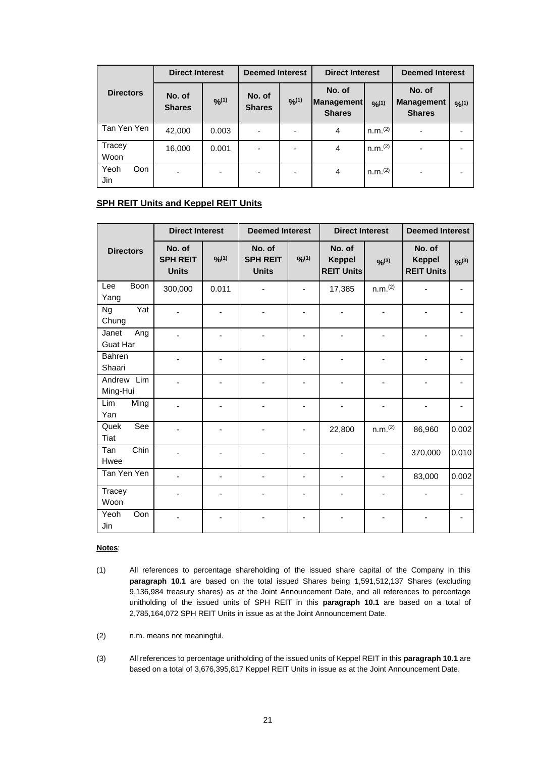| Directors | Direct Interest | | Deemed Interest | | Direct Interest | | Deemed Interest | |
|---|---|---|---|---|---|---|---|---|
| | No. of Shares | %(1) | No. of Shares | %(1) | No. of Management Shares | %(1) | No. of Management Shares | %(1) |
| Tan Yen Yen | 42,000 | 0.003 | - | - | 4 | n.m.(2) | - | - |
| Tracey Woon | 16,000 | 0.001 | - | - | 4 | n.m.(2) | - | - |
| Yeoh Oon Jin | - | - | - | - | 4 | n.m.(2) | - | - |

**SPH REIT Units and Keppel REIT Units**

| Directors | Direct Interest | | Deemed Interest | | Direct Interest | | Deemed Interest | |
|---|---|---|---|---|---|---|---|---|
| | No. of SPH REIT Units | %(1) | No. of SPH REIT Units | %(1) | No. of Keppel REIT Units | %(3) | No. of Keppel REIT Units | %(3) |
| Lee Boon Yang | 300,000 | 0.011 | - | - | 17,385 | n.m.(2) | - | - |
| Ng Yat Chung | - | - | - | - | - | - | - | - |
| Janet Ang Guat Har | - | - | - | - | - | - | - | - |
| Bahren Shaari | - | - | - | - | - | - | - | - |
| Andrew Lim Ming-Hui | - | - | - | - | - | - | - | - |
| Lim Ming Yan | - | - | - | - | - | - | - | - |
| Quek See Tiat | - | - | - | - | 22,800 | n.m.(2) | 86,960 | 0.002 |
| Tan Chin Hwee | - | - | - | - | - | - | 370,000 | 0.010 |
| Tan Yen Yen | - | - | - | - | - | - | 83,000 | 0.002 |
| Tracey Woon | - | - | - | - | - | - | - | - |
| Yeoh Oon Jin | - | - | - | - | - | - | - | - |

**Notes**:

(1) All references to percentage shareholding of the issued share capital of the Company in this **paragraph 10.1** are based on the total issued Shares being 1,591,512,137 Shares (excluding 9,136,984 treasury shares) as at the Joint Announcement Date, and all references to percentage unitholding of the issued units of SPH REIT in this **paragraph 10.1** are based on a total of 2,785,164,072 SPH REIT Units in issue as at the Joint Announcement Date.

(2) n.m. means not meaningful.

(3) All references to percentage unitholding of the issued units of Keppel REIT in this **paragraph 10.1** are based on a total of 3,676,395,817 Keppel REIT Units in issue as at the Joint Announcement Date.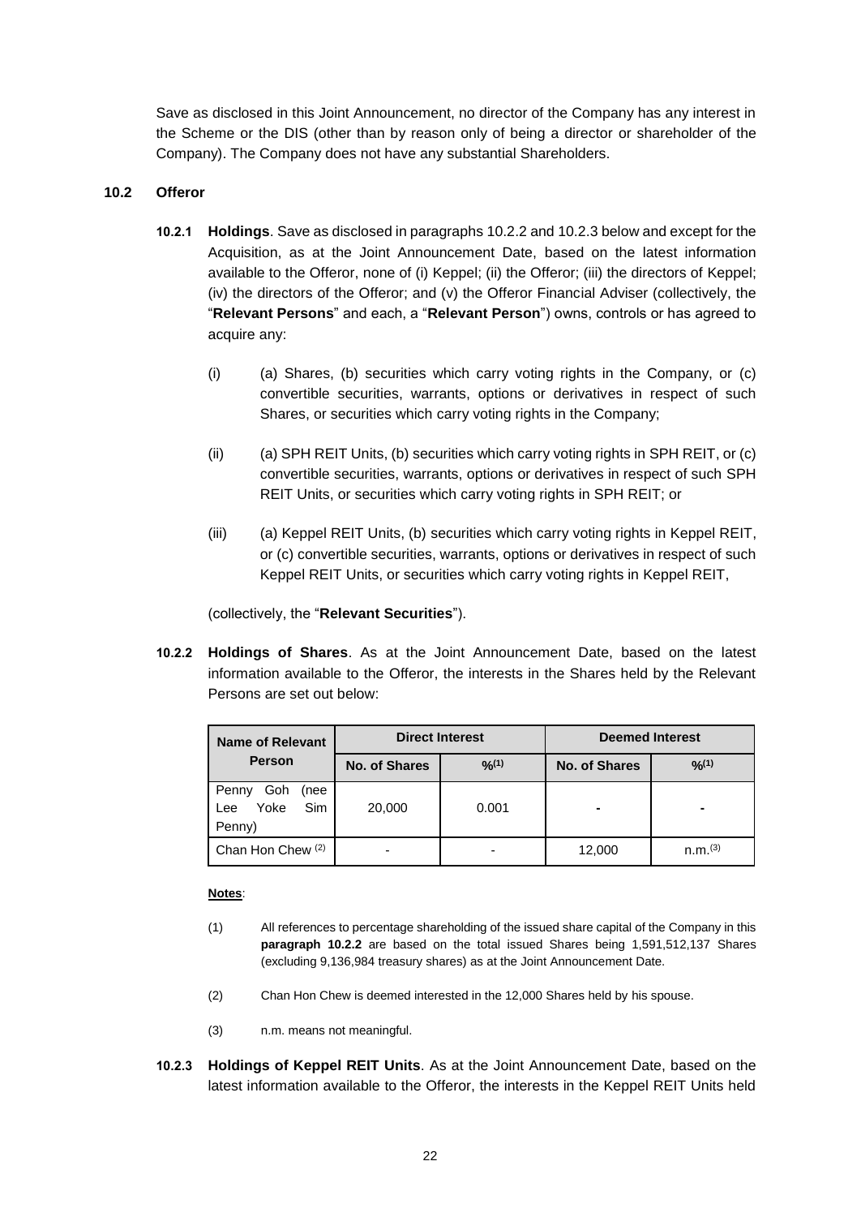Save as disclosed in this Joint Announcement, no director of the Company has any interest in the Scheme or the DIS (other than by reason only of being a director or shareholder of the Company). The Company does not have any substantial Shareholders.

## 10.2 Offeror

**10.2.1 Holdings**. Save as disclosed in paragraphs 10.2.2 and 10.2.3 below and except for the Acquisition, as at the Joint Announcement Date, based on the latest information available to the Offeror, none of (i) Keppel; (ii) the Offeror; (iii) the directors of Keppel; (iv) the directors of the Offeror; and (v) the Offeror Financial Adviser (collectively, the "**Relevant Persons**" and each, a "**Relevant Person**") owns, controls or has agreed to acquire any:

(i) (a) Shares, (b) securities which carry voting rights in the Company, or (c) convertible securities, warrants, options or derivatives in respect of such Shares, or securities which carry voting rights in the Company;

(ii) (a) SPH REIT Units, (b) securities which carry voting rights in SPH REIT, or (c) convertible securities, warrants, options or derivatives in respect of such SPH REIT Units, or securities which carry voting rights in SPH REIT; or

(iii) (a) Keppel REIT Units, (b) securities which carry voting rights in Keppel REIT, or (c) convertible securities, warrants, options or derivatives in respect of such Keppel REIT Units, or securities which carry voting rights in Keppel REIT,

(collectively, the "**Relevant Securities**").

**10.2.2 Holdings of Shares**. As at the Joint Announcement Date, based on the latest information available to the Offeror, the interests in the Shares held by the Relevant Persons are set out below:

| Name of Relevant Person | Direct Interest | | Deemed Interest | |
|---|---|---|---|---|
| | No. of Shares | %(1) | No. of Shares | %(1) |
| Penny Goh (nee Lee Yoke Sim Penny) | 20,000 | 0.001 | - | - |
| Chan Hon Chew (2) | - | - | 12,000 | n.m.(3) |

**Notes**:

(1) All references to percentage shareholding of the issued share capital of the Company in this **paragraph 10.2.2** are based on the total issued Shares being 1,591,512,137 Shares (excluding 9,136,984 treasury shares) as at the Joint Announcement Date.

(2) Chan Hon Chew is deemed interested in the 12,000 Shares held by his spouse.

(3) n.m. means not meaningful.

**10.2.3 Holdings of Keppel REIT Units**. As at the Joint Announcement Date, based on the latest information available to the Offeror, the interests in the Keppel REIT Units held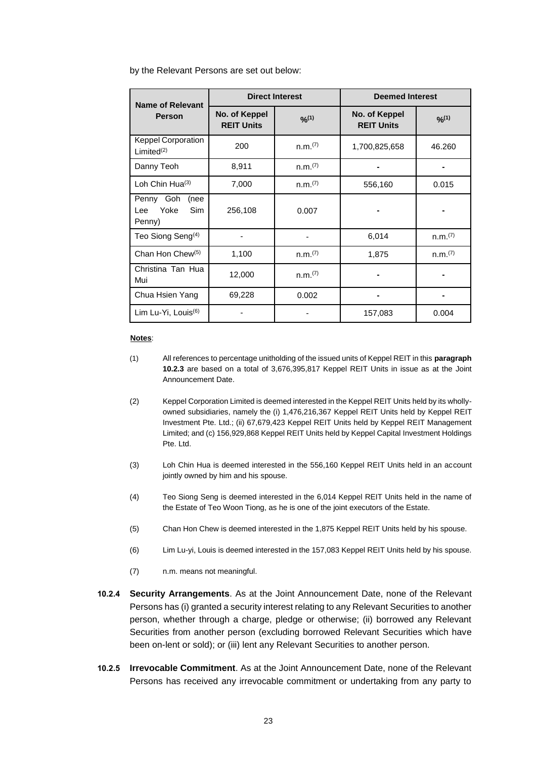by the Relevant Persons are set out below:

| Name of Relevant Person | Direct Interest | | Deemed Interest | |
|---|---|---|---|---|
| | No. of Keppel REIT Units | %[(1)] | No. of Keppel REIT Units | %[(1)] |
| Keppel Corporation Limited[(2)] | 200 | n.m.[(7)] | 1,700,825,658 | 46.260 |
| Danny Teoh | 8,911 | n.m.[(7)] | - | - |
| Loh Chin Hua[(3)] | 7,000 | n.m.[(7)] | 556,160 | 0.015 |
| Penny Goh (nee Lee Yoke Sim Penny) | 256,108 | 0.007 | - | - |
| Teo Siong Seng[(4)] | - | - | 6,014 | n.m.[(7)] |
| Chan Hon Chew[(5)] | 1,100 | n.m.[(7)] | 1,875 | n.m.[(7)] |
| Christina Tan Hua Mui | 12,000 | n.m.[(7)] | - | - |
| Chua Hsien Yang | 69,228 | 0.002 | - | - |
| Lim Lu-Yi, Louis[(6)] | - | - | 157,083 | 0.004 |

**Notes**:

(1) All references to percentage unitholding of the issued units of Keppel REIT in this **paragraph 10.2.3** are based on a total of 3,676,395,817 Keppel REIT Units in issue as at the Joint Announcement Date.

(2) Keppel Corporation Limited is deemed interested in the Keppel REIT Units held by its wholly-owned subsidiaries, namely the (i) 1,476,216,367 Keppel REIT Units held by Keppel REIT Investment Pte. Ltd.; (ii) 67,679,423 Keppel REIT Units held by Keppel REIT Management Limited; and (c) 156,929,868 Keppel REIT Units held by Keppel Capital Investment Holdings Pte. Ltd.

(3) Loh Chin Hua is deemed interested in the 556,160 Keppel REIT Units held in an account jointly owned by him and his spouse.

(4) Teo Siong Seng is deemed interested in the 6,014 Keppel REIT Units held in the name of the Estate of Teo Woon Tiong, as he is one of the joint executors of the Estate.

(5) Chan Hon Chew is deemed interested in the 1,875 Keppel REIT Units held by his spouse.

(6) Lim Lu-yi, Louis is deemed interested in the 157,083 Keppel REIT Units held by his spouse.

(7) n.m. means not meaningful.

**10.2.4 Security Arrangements**. As at the Joint Announcement Date, none of the Relevant Persons has (i) granted a security interest relating to any Relevant Securities to another person, whether through a charge, pledge or otherwise; (ii) borrowed any Relevant Securities from another person (excluding borrowed Relevant Securities which have been on-lent or sold); or (iii) lent any Relevant Securities to another person.

**10.2.5 Irrevocable Commitment**. As at the Joint Announcement Date, none of the Relevant Persons has received any irrevocable commitment or undertaking from any party to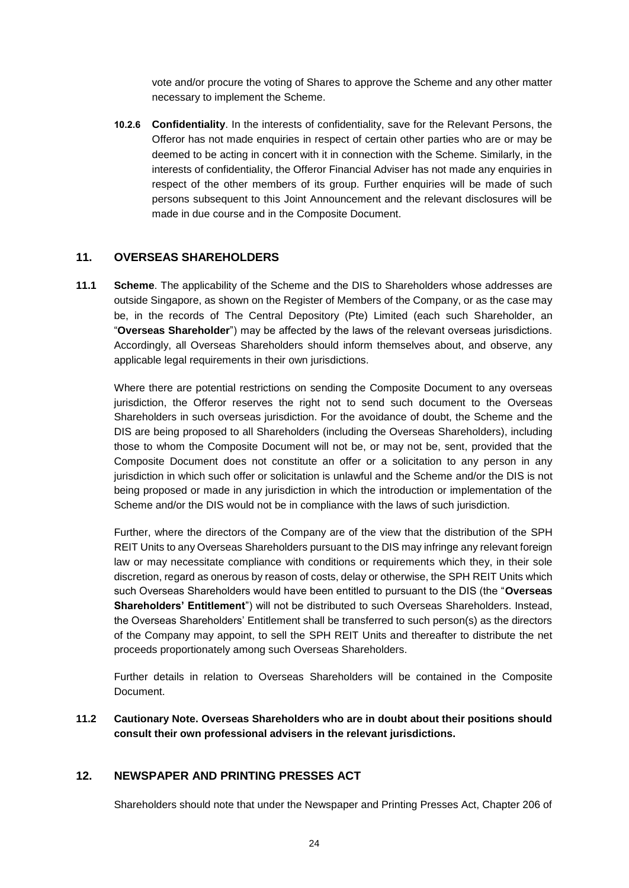vote and/or procure the voting of Shares to approve the Scheme and any other matter necessary to implement the Scheme.

**10.2.6 Confidentiality**. In the interests of confidentiality, save for the Relevant Persons, the Offeror has not made enquiries in respect of certain other parties who are or may be deemed to be acting in concert with it in connection with the Scheme. Similarly, in the interests of confidentiality, the Offeror Financial Adviser has not made any enquiries in respect of the other members of its group. Further enquiries will be made of such persons subsequent to this Joint Announcement and the relevant disclosures will be made in due course and in the Composite Document.

## 11. OVERSEAS SHAREHOLDERS

**11.1 Scheme**. The applicability of the Scheme and the DIS to Shareholders whose addresses are outside Singapore, as shown on the Register of Members of the Company, or as the case may be, in the records of The Central Depository (Pte) Limited (each such Shareholder, an "**Overseas Shareholder**") may be affected by the laws of the relevant overseas jurisdictions. Accordingly, all Overseas Shareholders should inform themselves about, and observe, any applicable legal requirements in their own jurisdictions.

Where there are potential restrictions on sending the Composite Document to any overseas jurisdiction, the Offeror reserves the right not to send such document to the Overseas Shareholders in such overseas jurisdiction. For the avoidance of doubt, the Scheme and the DIS are being proposed to all Shareholders (including the Overseas Shareholders), including those to whom the Composite Document will not be, or may not be, sent, provided that the Composite Document does not constitute an offer or a solicitation to any person in any jurisdiction in which such offer or solicitation is unlawful and the Scheme and/or the DIS is not being proposed or made in any jurisdiction in which the introduction or implementation of the Scheme and/or the DIS would not be in compliance with the laws of such jurisdiction.

Further, where the directors of the Company are of the view that the distribution of the SPH REIT Units to any Overseas Shareholders pursuant to the DIS may infringe any relevant foreign law or may necessitate compliance with conditions or requirements which they, in their sole discretion, regard as onerous by reason of costs, delay or otherwise, the SPH REIT Units which such Overseas Shareholders would have been entitled to pursuant to the DIS (the "**Overseas Shareholders' Entitlement**") will not be distributed to such Overseas Shareholders. Instead, the Overseas Shareholders' Entitlement shall be transferred to such person(s) as the directors of the Company may appoint, to sell the SPH REIT Units and thereafter to distribute the net proceeds proportionately among such Overseas Shareholders.

Further details in relation to Overseas Shareholders will be contained in the Composite Document.

**11.2 Cautionary Note. Overseas Shareholders who are in doubt about their positions should consult their own professional advisers in the relevant jurisdictions.**

## 12. NEWSPAPER AND PRINTING PRESSES ACT

Shareholders should note that under the Newspaper and Printing Presses Act, Chapter 206 of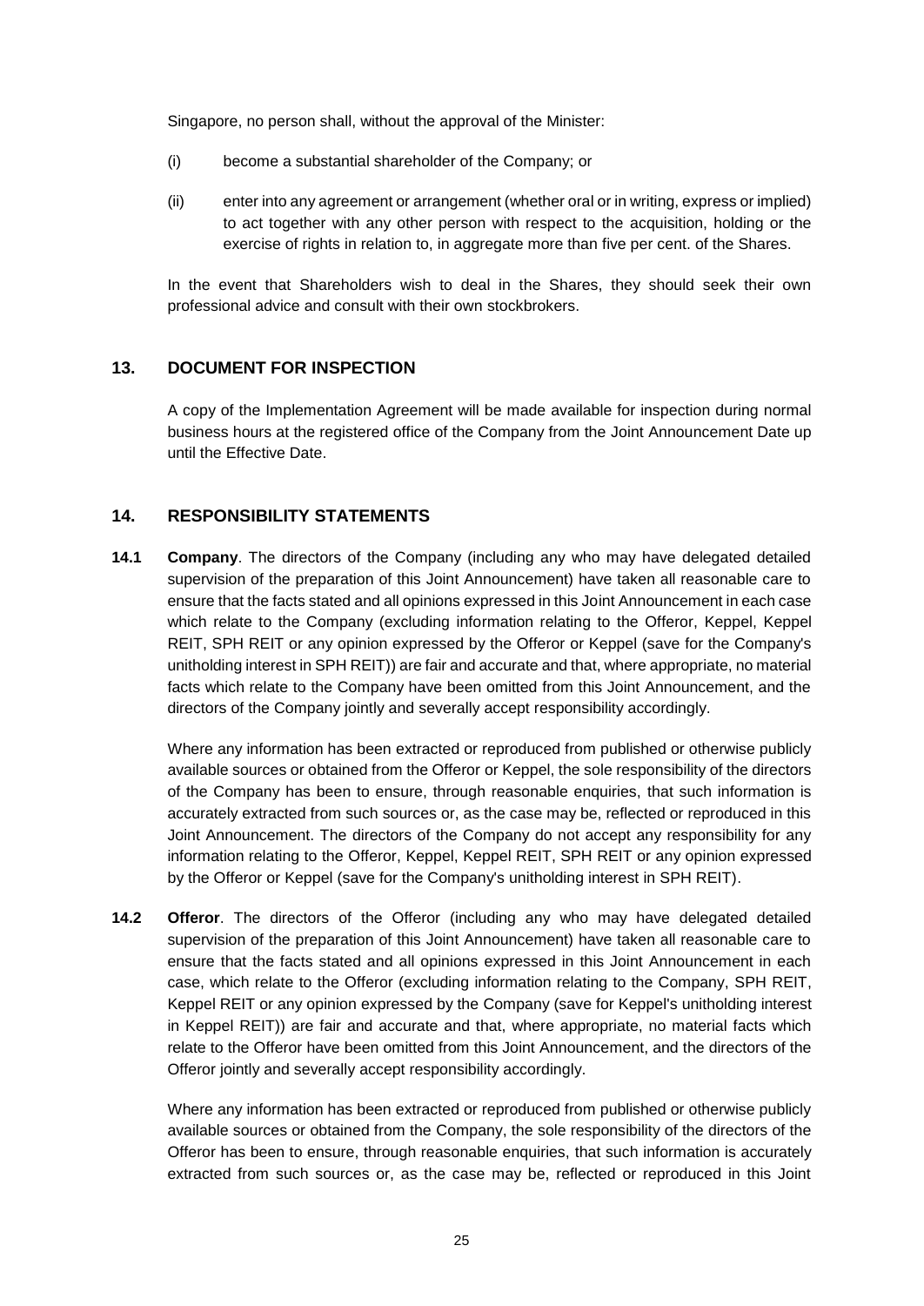Singapore, no person shall, without the approval of the Minister:

(i) become a substantial shareholder of the Company; or

(ii) enter into any agreement or arrangement (whether oral or in writing, express or implied) to act together with any other person with respect to the acquisition, holding or the exercise of rights in relation to, in aggregate more than five per cent. of the Shares.

In the event that Shareholders wish to deal in the Shares, they should seek their own professional advice and consult with their own stockbrokers.

## 13. DOCUMENT FOR INSPECTION

A copy of the Implementation Agreement will be made available for inspection during normal business hours at the registered office of the Company from the Joint Announcement Date up until the Effective Date.

## 14. RESPONSIBILITY STATEMENTS

**14.1 Company**. The directors of the Company (including any who may have delegated detailed supervision of the preparation of this Joint Announcement) have taken all reasonable care to ensure that the facts stated and all opinions expressed in this Joint Announcement in each case which relate to the Company (excluding information relating to the Offeror, Keppel, Keppel REIT, SPH REIT or any opinion expressed by the Offeror or Keppel (save for the Company's unitholding interest in SPH REIT)) are fair and accurate and that, where appropriate, no material facts which relate to the Company have been omitted from this Joint Announcement, and the directors of the Company jointly and severally accept responsibility accordingly.

Where any information has been extracted or reproduced from published or otherwise publicly available sources or obtained from the Offeror or Keppel, the sole responsibility of the directors of the Company has been to ensure, through reasonable enquiries, that such information is accurately extracted from such sources or, as the case may be, reflected or reproduced in this Joint Announcement. The directors of the Company do not accept any responsibility for any information relating to the Offeror, Keppel, Keppel REIT, SPH REIT or any opinion expressed by the Offeror or Keppel (save for the Company's unitholding interest in SPH REIT).

**14.2 Offeror**. The directors of the Offeror (including any who may have delegated detailed supervision of the preparation of this Joint Announcement) have taken all reasonable care to ensure that the facts stated and all opinions expressed in this Joint Announcement in each case, which relate to the Offeror (excluding information relating to the Company, SPH REIT, Keppel REIT or any opinion expressed by the Company (save for Keppel's unitholding interest in Keppel REIT)) are fair and accurate and that, where appropriate, no material facts which relate to the Offeror have been omitted from this Joint Announcement, and the directors of the Offeror jointly and severally accept responsibility accordingly.

Where any information has been extracted or reproduced from published or otherwise publicly available sources or obtained from the Company, the sole responsibility of the directors of the Offeror has been to ensure, through reasonable enquiries, that such information is accurately extracted from such sources or, as the case may be, reflected or reproduced in this Joint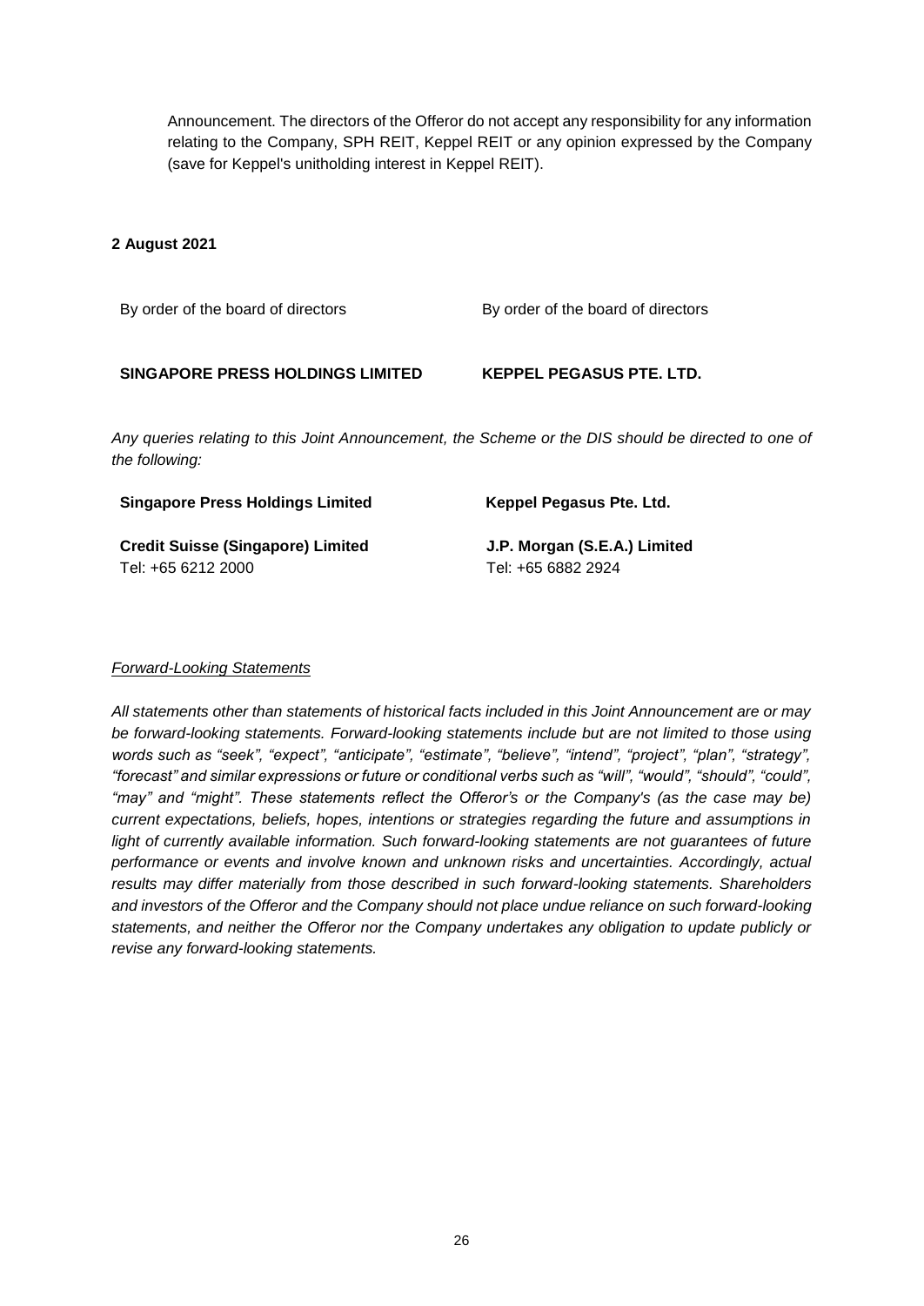Announcement. The directors of the Offeror do not accept any responsibility for any information relating to the Company, SPH REIT, Keppel REIT or any opinion expressed by the Company (save for Keppel's unitholding interest in Keppel REIT).

**2 August 2021**

| By order of the board of directors | By order of the board of directors |
|---|---|
| **SINGAPORE PRESS HOLDINGS LIMITED** | **KEPPEL PEGASUS PTE. LTD.** |

*Any queries relating to this Joint Announcement, the Scheme or the DIS should be directed to one of the following:*

| **Singapore Press Holdings Limited** | **Keppel Pegasus Pte. Ltd.** |
|---|---|
| **Credit Suisse (Singapore) Limited**<br>Tel: +65 6212 2000 | **J.P. Morgan (S.E.A.) Limited**<br>Tel: +65 6882 2924 |

*Forward-Looking Statements*

*All statements other than statements of historical facts included in this Joint Announcement are or may be forward-looking statements. Forward-looking statements include but are not limited to those using words such as "seek", "expect", "anticipate", "estimate", "believe", "intend", "project", "plan", "strategy", "forecast" and similar expressions or future or conditional verbs such as "will", "would", "should", "could", "may" and "might". These statements reflect the Offeror's or the Company's (as the case may be) current expectations, beliefs, hopes, intentions or strategies regarding the future and assumptions in light of currently available information. Such forward-looking statements are not guarantees of future performance or events and involve known and unknown risks and uncertainties. Accordingly, actual results may differ materially from those described in such forward-looking statements. Shareholders and investors of the Offeror and the Company should not place undue reliance on such forward-looking statements, and neither the Offeror nor the Company undertakes any obligation to update publicly or revise any forward-looking statements.*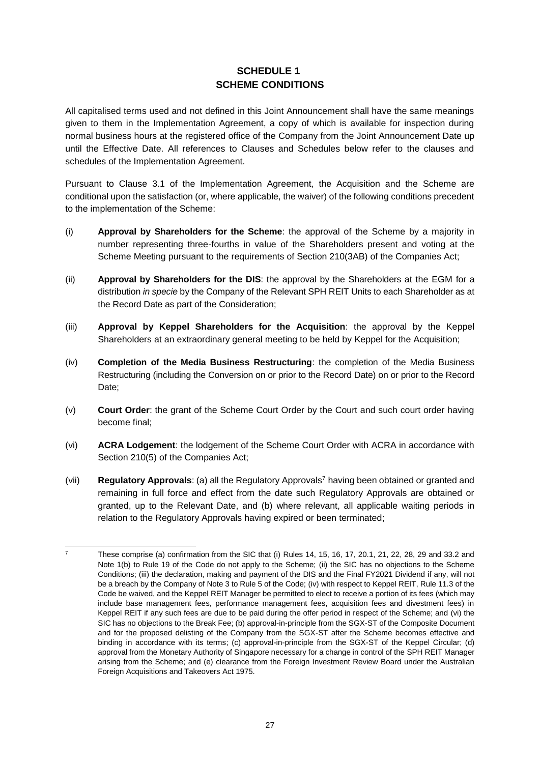# SCHEDULE 1
# SCHEME CONDITIONS

All capitalised terms used and not defined in this Joint Announcement shall have the same meanings given to them in the Implementation Agreement, a copy of which is available for inspection during normal business hours at the registered office of the Company from the Joint Announcement Date up until the Effective Date. All references to Clauses and Schedules below refer to the clauses and schedules of the Implementation Agreement.

Pursuant to Clause 3.1 of the Implementation Agreement, the Acquisition and the Scheme are conditional upon the satisfaction (or, where applicable, the waiver) of the following conditions precedent to the implementation of the Scheme:

(i) **Approval by Shareholders for the Scheme**: the approval of the Scheme by a majority in number representing three-fourths in value of the Shareholders present and voting at the Scheme Meeting pursuant to the requirements of Section 210(3AB) of the Companies Act;

(ii) **Approval by Shareholders for the DIS**: the approval by the Shareholders at the EGM for a distribution *in specie* by the Company of the Relevant SPH REIT Units to each Shareholder as at the Record Date as part of the Consideration;

(iii) **Approval by Keppel Shareholders for the Acquisition**: the approval by the Keppel Shareholders at an extraordinary general meeting to be held by Keppel for the Acquisition;

(iv) **Completion of the Media Business Restructuring**: the completion of the Media Business Restructuring (including the Conversion on or prior to the Record Date) on or prior to the Record Date;

(v) **Court Order**: the grant of the Scheme Court Order by the Court and such court order having become final;

(vi) **ACRA Lodgement**: the lodgement of the Scheme Court Order with ACRA in accordance with Section 210(5) of the Companies Act;

(vii) **Regulatory Approvals**: (a) all the Regulatory Approvals[7] having been obtained or granted and remaining in full force and effect from the date such Regulatory Approvals are obtained or granted, up to the Relevant Date, and (b) where relevant, all applicable waiting periods in relation to the Regulatory Approvals having expired or been terminated;

---

[7] These comprise (a) confirmation from the SIC that (i) Rules 14, 15, 16, 17, 20.1, 21, 22, 28, 29 and 33.2 and Note 1(b) to Rule 19 of the Code do not apply to the Scheme; (ii) the SIC has no objections to the Scheme Conditions; (iii) the declaration, making and payment of the DIS and the Final FY2021 Dividend if any, will not be a breach by the Company of Note 3 to Rule 5 of the Code; (iv) with respect to Keppel REIT, Rule 11.3 of the Code be waived, and the Keppel REIT Manager be permitted to elect to receive a portion of its fees (which may include base management fees, performance management fees, acquisition fees and divestment fees) in Keppel REIT if any such fees are due to be paid during the offer period in respect of the Scheme; and (vi) the SIC has no objections to the Break Fee; (b) approval-in-principle from the SGX-ST of the Composite Document and for the proposed delisting of the Company from the SGX-ST after the Scheme becomes effective and binding in accordance with its terms; (c) approval-in-principle from the SGX-ST of the Keppel Circular; (d) approval from the Monetary Authority of Singapore necessary for a change in control of the SPH REIT Manager arising from the Scheme; and (e) clearance from the Foreign Investment Review Board under the Australian Foreign Acquisitions and Takeovers Act 1975.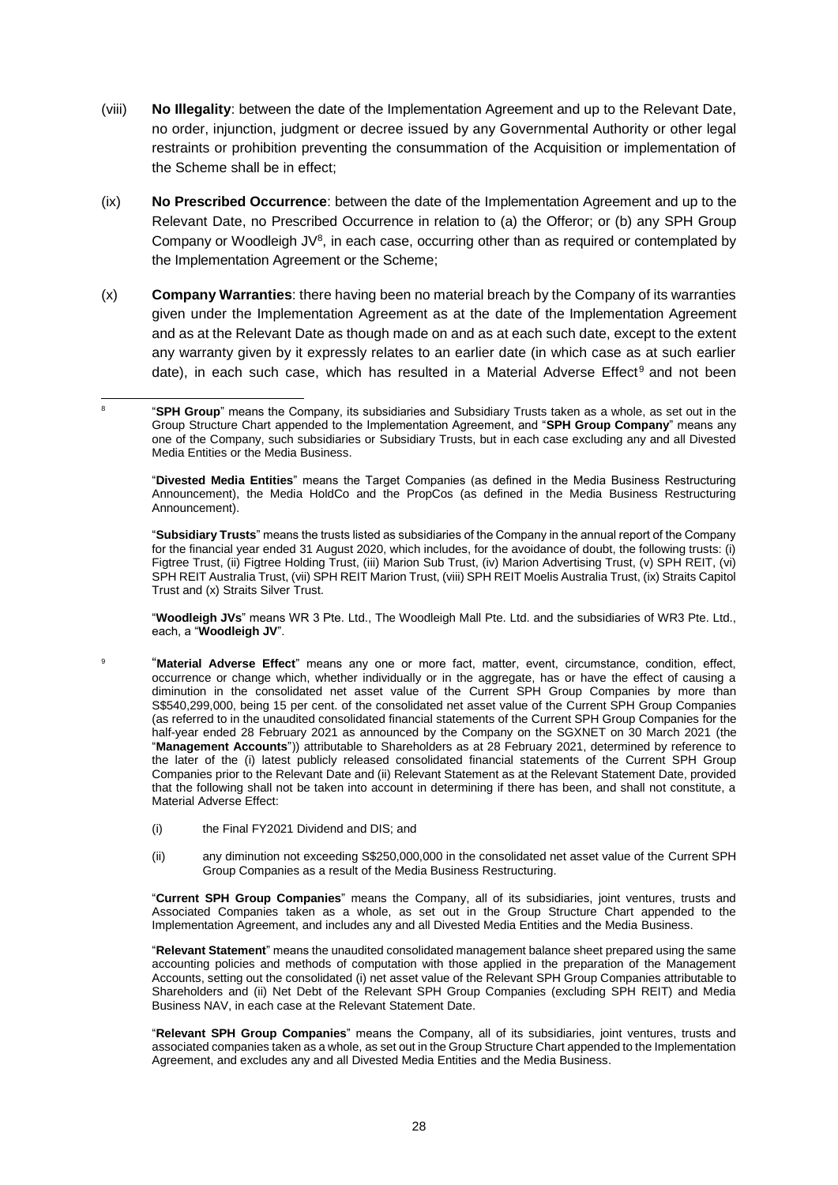(viii) **No Illegality**: between the date of the Implementation Agreement and up to the Relevant Date, no order, injunction, judgment or decree issued by any Governmental Authority or other legal restraints or prohibition preventing the consummation of the Acquisition or implementation of the Scheme shall be in effect;

(ix) **No Prescribed Occurrence**: between the date of the Implementation Agreement and up to the Relevant Date, no Prescribed Occurrence in relation to (a) the Offeror; or (b) any SPH Group Company or Woodleigh JV[8], in each case, occurring other than as required or contemplated by the Implementation Agreement or the Scheme;

(x) **Company Warranties**: there having been no material breach by the Company of its warranties given under the Implementation Agreement as at the date of the Implementation Agreement and as at the Relevant Date as though made on and as at each such date, except to the extent any warranty given by it expressly relates to an earlier date (in which case as at such earlier date), in each such case, which has resulted in a Material Adverse Effect[9] and not been

---

[8] "**SPH Group**" means the Company, its subsidiaries and Subsidiary Trusts taken as a whole, as set out in the Group Structure Chart appended to the Implementation Agreement, and "**SPH Group Company**" means any one of the Company, such subsidiaries or Subsidiary Trusts, but in each case excluding any and all Divested Media Entities or the Media Business.

"**Divested Media Entities**" means the Target Companies (as defined in the Media Business Restructuring Announcement), the Media HoldCo and the PropCos (as defined in the Media Business Restructuring Announcement).

"**Subsidiary Trusts**" means the trusts listed as subsidiaries of the Company in the annual report of the Company for the financial year ended 31 August 2020, which includes, for the avoidance of doubt, the following trusts: (i) Figtree Trust, (ii) Figtree Holding Trust, (iii) Marion Sub Trust, (iv) Marion Advertising Trust, (v) SPH REIT, (vi) SPH REIT Australia Trust, (vii) SPH REIT Marion Trust, (viii) SPH REIT Moelis Australia Trust, (ix) Straits Capitol Trust and (x) Straits Silver Trust.

"**Woodleigh JVs**" means WR 3 Pte. Ltd., The Woodleigh Mall Pte. Ltd. and the subsidiaries of WR3 Pte. Ltd., each, a "**Woodleigh JV**".

[9] "**Material Adverse Effect**" means any one or more fact, matter, event, circumstance, condition, effect, occurrence or change which, whether individually or in the aggregate, has or have the effect of causing a diminution in the consolidated net asset value of the Current SPH Group Companies by more than S$540,299,000, being 15 per cent. of the consolidated net asset value of the Current SPH Group Companies (as referred to in the unaudited consolidated financial statements of the Current SPH Group Companies for the half-year ended 28 February 2021 as announced by the Company on the SGXNET on 30 March 2021 (the "**Management Accounts**")) attributable to Shareholders as at 28 February 2021, determined by reference to the later of the (i) latest publicly released consolidated financial statements of the Current SPH Group Companies prior to the Relevant Date and (ii) Relevant Statement as at the Relevant Statement Date, provided that the following shall not be taken into account in determining if there has been, and shall not constitute, a Material Adverse Effect:

(i) the Final FY2021 Dividend and DIS; and

(ii) any diminution not exceeding S$250,000,000 in the consolidated net asset value of the Current SPH Group Companies as a result of the Media Business Restructuring.

"**Current SPH Group Companies**" means the Company, all of its subsidiaries, joint ventures, trusts and Associated Companies taken as a whole, as set out in the Group Structure Chart appended to the Implementation Agreement, and includes any and all Divested Media Entities and the Media Business.

"**Relevant Statement**" means the unaudited consolidated management balance sheet prepared using the same accounting policies and methods of computation with those applied in the preparation of the Management Accounts, setting out the consolidated (i) net asset value of the Relevant SPH Group Companies attributable to Shareholders and (ii) Net Debt of the Relevant SPH Group Companies (excluding SPH REIT) and Media Business NAV, in each case at the Relevant Statement Date.

"**Relevant SPH Group Companies**" means the Company, all of its subsidiaries, joint ventures, trusts and associated companies taken as a whole, as set out in the Group Structure Chart appended to the Implementation Agreement, and excludes any and all Divested Media Entities and the Media Business.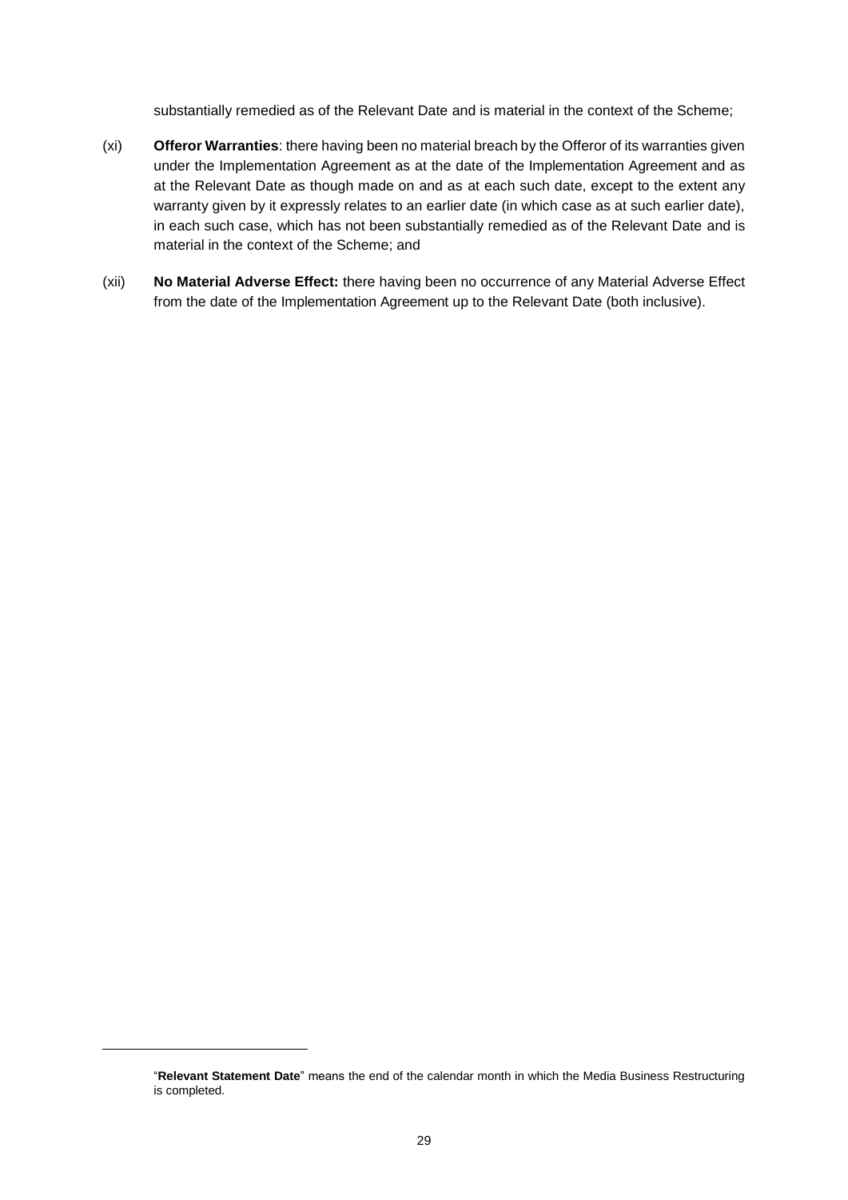substantially remedied as of the Relevant Date and is material in the context of the Scheme;

(xi) **Offeror Warranties**: there having been no material breach by the Offeror of its warranties given under the Implementation Agreement as at the date of the Implementation Agreement and as at the Relevant Date as though made on and as at each such date, except to the extent any warranty given by it expressly relates to an earlier date (in which case as at such earlier date), in each such case, which has not been substantially remedied as of the Relevant Date and is material in the context of the Scheme; and

(xii) **No Material Adverse Effect:** there having been no occurrence of any Material Adverse Effect from the date of the Implementation Agreement up to the Relevant Date (both inclusive).

---

"**Relevant Statement Date**" means the end of the calendar month in which the Media Business Restructuring is completed.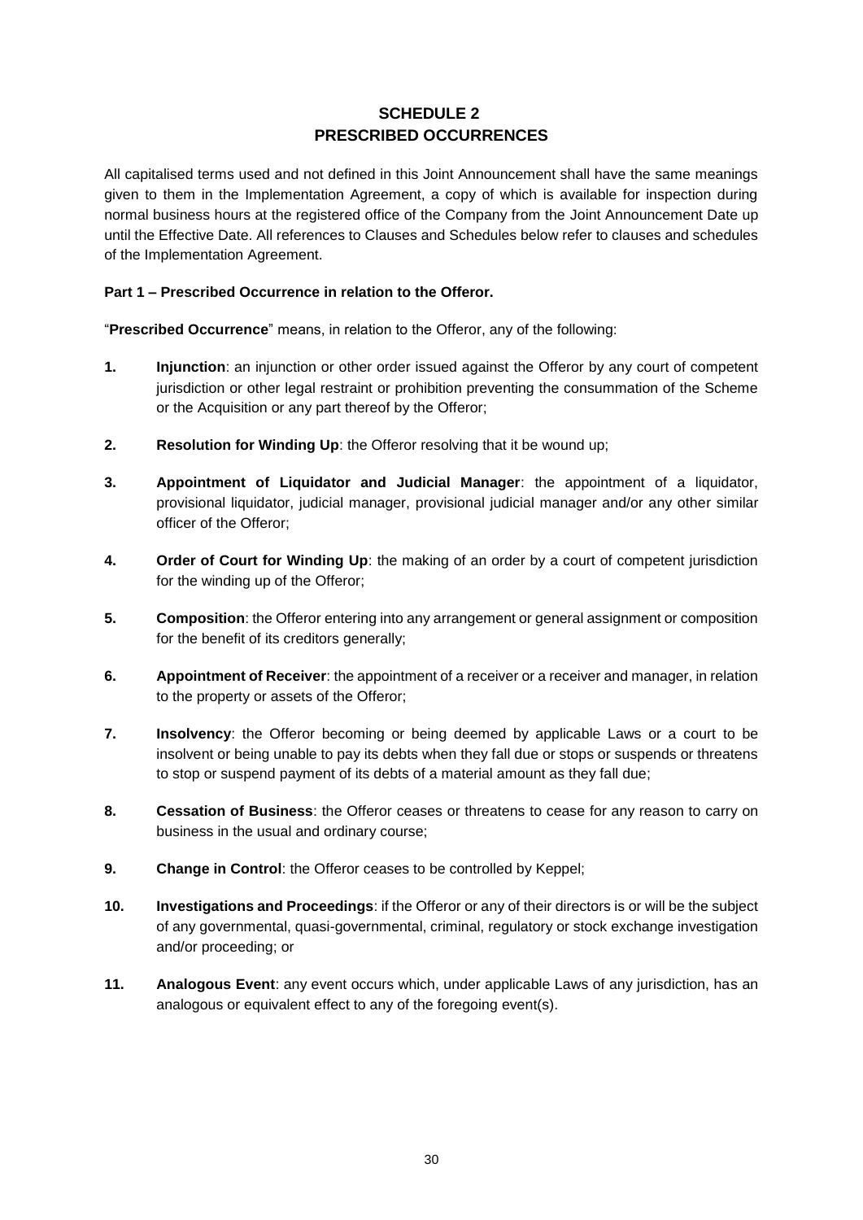# SCHEDULE 2
# PRESCRIBED OCCURRENCES

All capitalised terms used and not defined in this Joint Announcement shall have the same meanings given to them in the Implementation Agreement, a copy of which is available for inspection during normal business hours at the registered office of the Company from the Joint Announcement Date up until the Effective Date. All references to Clauses and Schedules below refer to clauses and schedules of the Implementation Agreement.

**Part 1 – Prescribed Occurrence in relation to the Offeror.**

"**Prescribed Occurrence**" means, in relation to the Offeror, any of the following:

1. **Injunction**: an injunction or other order issued against the Offeror by any court of competent jurisdiction or other legal restraint or prohibition preventing the consummation of the Scheme or the Acquisition or any part thereof by the Offeror;

2. **Resolution for Winding Up**: the Offeror resolving that it be wound up;

3. **Appointment of Liquidator and Judicial Manager**: the appointment of a liquidator, provisional liquidator, judicial manager, provisional judicial manager and/or any other similar officer of the Offeror;

4. **Order of Court for Winding Up**: the making of an order by a court of competent jurisdiction for the winding up of the Offeror;

5. **Composition**: the Offeror entering into any arrangement or general assignment or composition for the benefit of its creditors generally;

6. **Appointment of Receiver**: the appointment of a receiver or a receiver and manager, in relation to the property or assets of the Offeror;

7. **Insolvency**: the Offeror becoming or being deemed by applicable Laws or a court to be insolvent or being unable to pay its debts when they fall due or stops or suspends or threatens to stop or suspend payment of its debts of a material amount as they fall due;

8. **Cessation of Business**: the Offeror ceases or threatens to cease for any reason to carry on business in the usual and ordinary course;

9. **Change in Control**: the Offeror ceases to be controlled by Keppel;

10. **Investigations and Proceedings**: if the Offeror or any of their directors is or will be the subject of any governmental, quasi-governmental, criminal, regulatory or stock exchange investigation and/or proceeding; or

11. **Analogous Event**: any event occurs which, under applicable Laws of any jurisdiction, has an analogous or equivalent effect to any of the foregoing event(s).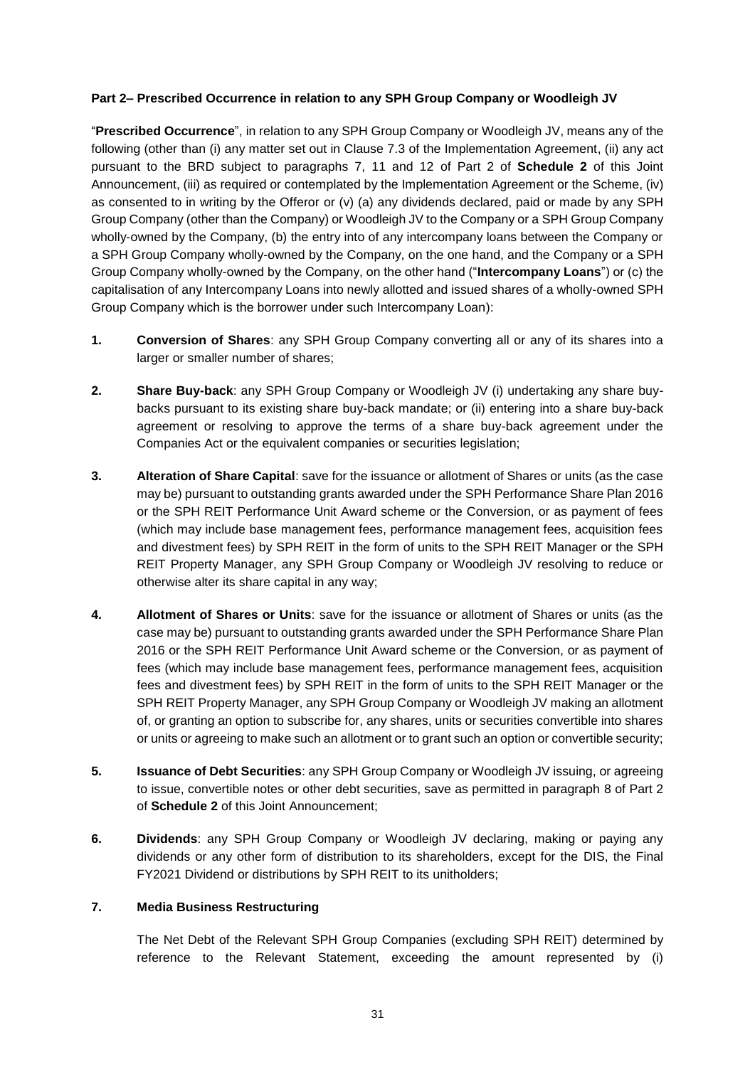**Part 2– Prescribed Occurrence in relation to any SPH Group Company or Woodleigh JV**

"**Prescribed Occurrence**", in relation to any SPH Group Company or Woodleigh JV, means any of the following (other than (i) any matter set out in Clause 7.3 of the Implementation Agreement, (ii) any act pursuant to the BRD subject to paragraphs 7, 11 and 12 of Part 2 of **Schedule 2** of this Joint Announcement, (iii) as required or contemplated by the Implementation Agreement or the Scheme, (iv) as consented to in writing by the Offeror or (v) (a) any dividends declared, paid or made by any SPH Group Company (other than the Company) or Woodleigh JV to the Company or a SPH Group Company wholly-owned by the Company, (b) the entry into of any intercompany loans between the Company or a SPH Group Company wholly-owned by the Company, on the one hand, and the Company or a SPH Group Company wholly-owned by the Company, on the other hand ("**Intercompany Loans**") or (c) the capitalisation of any Intercompany Loans into newly allotted and issued shares of a wholly-owned SPH Group Company which is the borrower under such Intercompany Loan):

1. **Conversion of Shares**: any SPH Group Company converting all or any of its shares into a larger or smaller number of shares;

2. **Share Buy-back**: any SPH Group Company or Woodleigh JV (i) undertaking any share buy-backs pursuant to its existing share buy-back mandate; or (ii) entering into a share buy-back agreement or resolving to approve the terms of a share buy-back agreement under the Companies Act or the equivalent companies or securities legislation;

3. **Alteration of Share Capital**: save for the issuance or allotment of Shares or units (as the case may be) pursuant to outstanding grants awarded under the SPH Performance Share Plan 2016 or the SPH REIT Performance Unit Award scheme or the Conversion, or as payment of fees (which may include base management fees, performance management fees, acquisition fees and divestment fees) by SPH REIT in the form of units to the SPH REIT Manager or the SPH REIT Property Manager, any SPH Group Company or Woodleigh JV resolving to reduce or otherwise alter its share capital in any way;

4. **Allotment of Shares or Units**: save for the issuance or allotment of Shares or units (as the case may be) pursuant to outstanding grants awarded under the SPH Performance Share Plan 2016 or the SPH REIT Performance Unit Award scheme or the Conversion, or as payment of fees (which may include base management fees, performance management fees, acquisition fees and divestment fees) by SPH REIT in the form of units to the SPH REIT Manager or the SPH REIT Property Manager, any SPH Group Company or Woodleigh JV making an allotment of, or granting an option to subscribe for, any shares, units or securities convertible into shares or units or agreeing to make such an allotment or to grant such an option or convertible security;

5. **Issuance of Debt Securities**: any SPH Group Company or Woodleigh JV issuing, or agreeing to issue, convertible notes or other debt securities, save as permitted in paragraph 8 of Part 2 of **Schedule 2** of this Joint Announcement;

6. **Dividends**: any SPH Group Company or Woodleigh JV declaring, making or paying any dividends or any other form of distribution to its shareholders, except for the DIS, the Final FY2021 Dividend or distributions by SPH REIT to its unitholders;

7. **Media Business Restructuring**

   The Net Debt of the Relevant SPH Group Companies (excluding SPH REIT) determined by reference to the Relevant Statement, exceeding the amount represented by (i)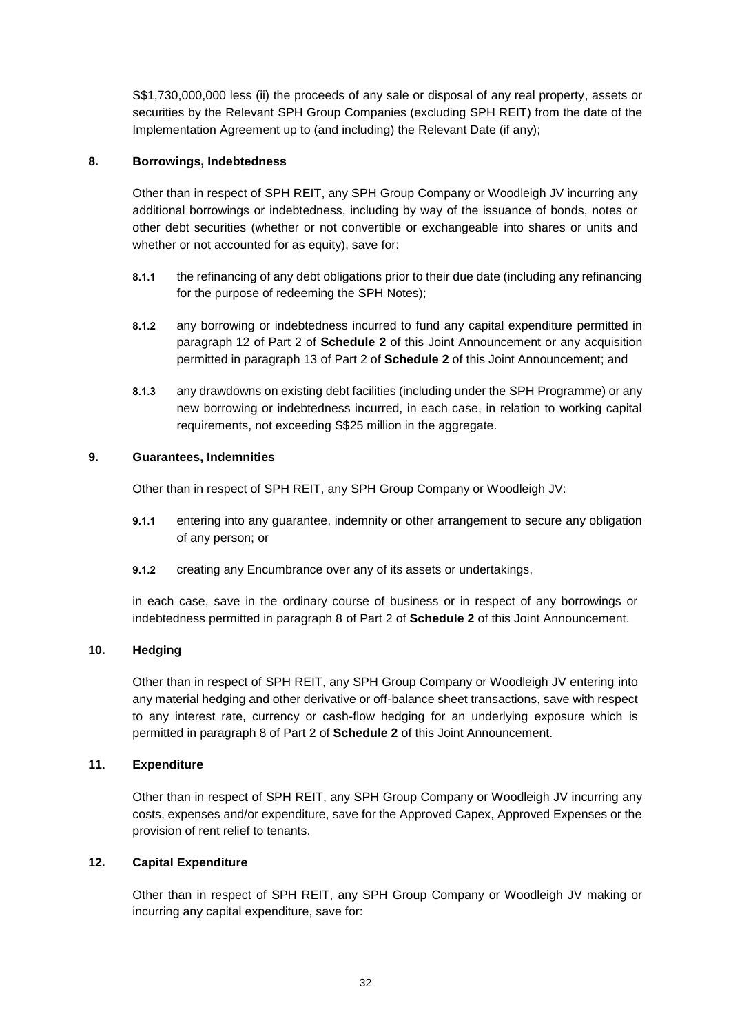S$1,730,000,000 less (ii) the proceeds of any sale or disposal of any real property, assets or securities by the Relevant SPH Group Companies (excluding SPH REIT) from the date of the Implementation Agreement up to (and including) the Relevant Date (if any);

**8. Borrowings, Indebtedness**

Other than in respect of SPH REIT, any SPH Group Company or Woodleigh JV incurring any additional borrowings or indebtedness, including by way of the issuance of bonds, notes or other debt securities (whether or not convertible or exchangeable into shares or units and whether or not accounted for as equity), save for:

**8.1.1** the refinancing of any debt obligations prior to their due date (including any refinancing for the purpose of redeeming the SPH Notes);

**8.1.2** any borrowing or indebtedness incurred to fund any capital expenditure permitted in paragraph 12 of Part 2 of **Schedule 2** of this Joint Announcement or any acquisition permitted in paragraph 13 of Part 2 of **Schedule 2** of this Joint Announcement; and

**8.1.3** any drawdowns on existing debt facilities (including under the SPH Programme) or any new borrowing or indebtedness incurred, in each case, in relation to working capital requirements, not exceeding S$25 million in the aggregate.

**9. Guarantees, Indemnities**

Other than in respect of SPH REIT, any SPH Group Company or Woodleigh JV:

**9.1.1** entering into any guarantee, indemnity or other arrangement to secure any obligation of any person; or

**9.1.2** creating any Encumbrance over any of its assets or undertakings,

in each case, save in the ordinary course of business or in respect of any borrowings or indebtedness permitted in paragraph 8 of Part 2 of **Schedule 2** of this Joint Announcement.

**10. Hedging**

Other than in respect of SPH REIT, any SPH Group Company or Woodleigh JV entering into any material hedging and other derivative or off-balance sheet transactions, save with respect to any interest rate, currency or cash-flow hedging for an underlying exposure which is permitted in paragraph 8 of Part 2 of **Schedule 2** of this Joint Announcement.

**11. Expenditure**

Other than in respect of SPH REIT, any SPH Group Company or Woodleigh JV incurring any costs, expenses and/or expenditure, save for the Approved Capex, Approved Expenses or the provision of rent relief to tenants.

**12. Capital Expenditure**

Other than in respect of SPH REIT, any SPH Group Company or Woodleigh JV making or incurring any capital expenditure, save for: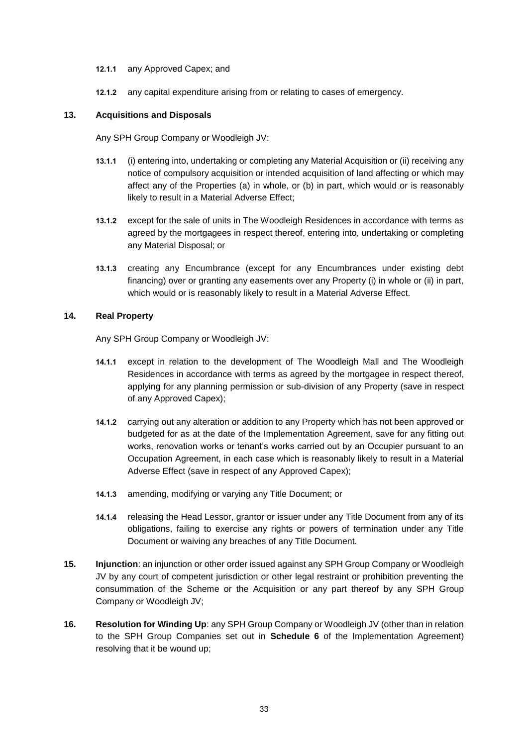**12.1.1** any Approved Capex; and

**12.1.2** any capital expenditure arising from or relating to cases of emergency.

### 13. Acquisitions and Disposals

Any SPH Group Company or Woodleigh JV:

**13.1.1** (i) entering into, undertaking or completing any Material Acquisition or (ii) receiving any notice of compulsory acquisition or intended acquisition of land affecting or which may affect any of the Properties (a) in whole, or (b) in part, which would or is reasonably likely to result in a Material Adverse Effect;

**13.1.2** except for the sale of units in The Woodleigh Residences in accordance with terms as agreed by the mortgagees in respect thereof, entering into, undertaking or completing any Material Disposal; or

**13.1.3** creating any Encumbrance (except for any Encumbrances under existing debt financing) over or granting any easements over any Property (i) in whole or (ii) in part, which would or is reasonably likely to result in a Material Adverse Effect.

### 14. Real Property

Any SPH Group Company or Woodleigh JV:

**14.1.1** except in relation to the development of The Woodleigh Mall and The Woodleigh Residences in accordance with terms as agreed by the mortgagee in respect thereof, applying for any planning permission or sub-division of any Property (save in respect of any Approved Capex);

**14.1.2** carrying out any alteration or addition to any Property which has not been approved or budgeted for as at the date of the Implementation Agreement, save for any fitting out works, renovation works or tenant's works carried out by an Occupier pursuant to an Occupation Agreement, in each case which is reasonably likely to result in a Material Adverse Effect (save in respect of any Approved Capex);

**14.1.3** amending, modifying or varying any Title Document; or

**14.1.4** releasing the Head Lessor, grantor or issuer under any Title Document from any of its obligations, failing to exercise any rights or powers of termination under any Title Document or waiving any breaches of any Title Document.

**15. Injunction**: an injunction or other order issued against any SPH Group Company or Woodleigh JV by any court of competent jurisdiction or other legal restraint or prohibition preventing the consummation of the Scheme or the Acquisition or any part thereof by any SPH Group Company or Woodleigh JV;

**16. Resolution for Winding Up**: any SPH Group Company or Woodleigh JV (other than in relation to the SPH Group Companies set out in **Schedule 6** of the Implementation Agreement) resolving that it be wound up;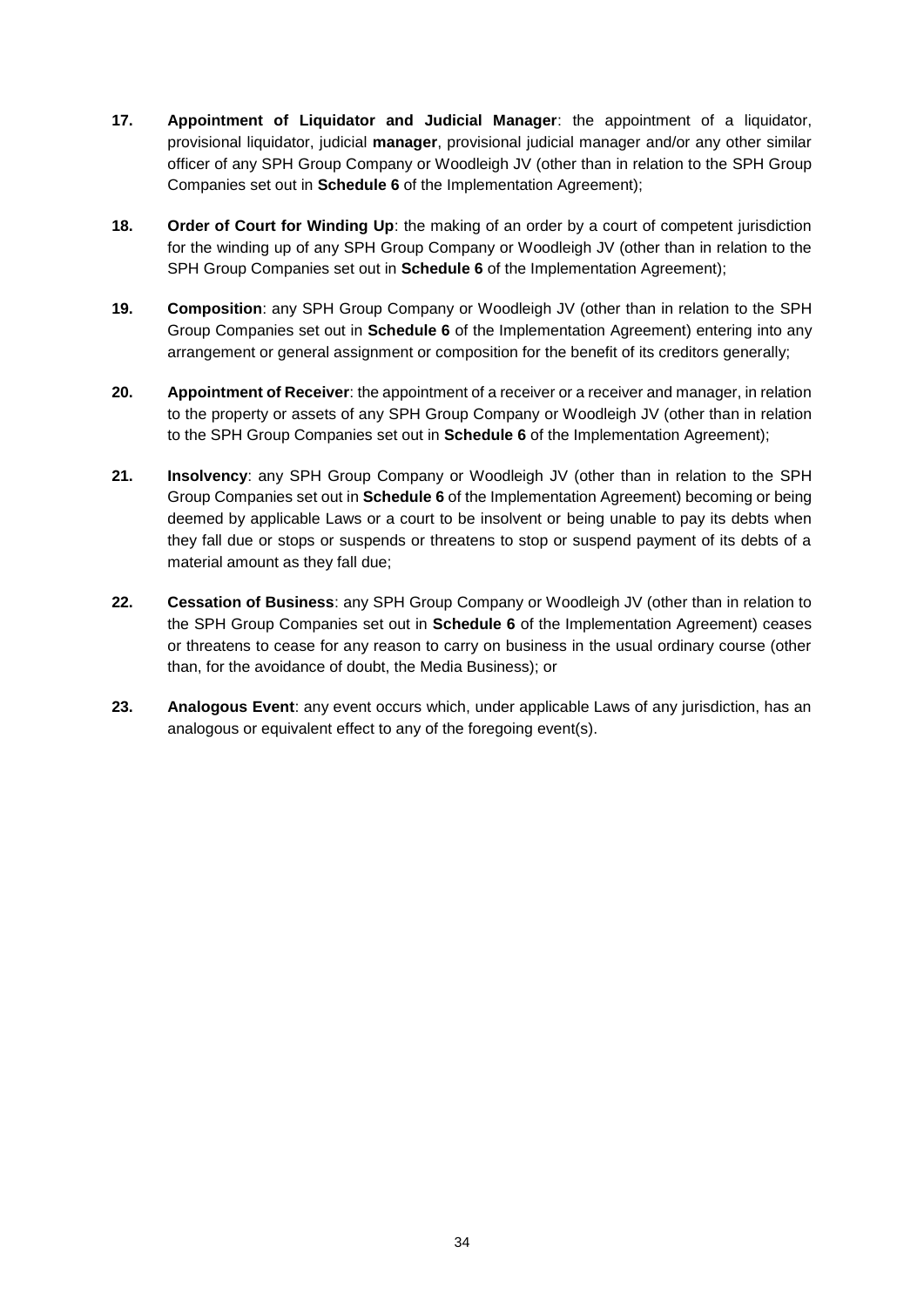**17.** **Appointment of Liquidator and Judicial Manager**: the appointment of a liquidator, provisional liquidator, judicial **manager**, provisional judicial manager and/or any other similar officer of any SPH Group Company or Woodleigh JV (other than in relation to the SPH Group Companies set out in **Schedule 6** of the Implementation Agreement);

**18.** **Order of Court for Winding Up**: the making of an order by a court of competent jurisdiction for the winding up of any SPH Group Company or Woodleigh JV (other than in relation to the SPH Group Companies set out in **Schedule 6** of the Implementation Agreement);

**19.** **Composition**: any SPH Group Company or Woodleigh JV (other than in relation to the SPH Group Companies set out in **Schedule 6** of the Implementation Agreement) entering into any arrangement or general assignment or composition for the benefit of its creditors generally;

**20.** **Appointment of Receiver**: the appointment of a receiver or a receiver and manager, in relation to the property or assets of any SPH Group Company or Woodleigh JV (other than in relation to the SPH Group Companies set out in **Schedule 6** of the Implementation Agreement);

**21.** **Insolvency**: any SPH Group Company or Woodleigh JV (other than in relation to the SPH Group Companies set out in **Schedule 6** of the Implementation Agreement) becoming or being deemed by applicable Laws or a court to be insolvent or being unable to pay its debts when they fall due or stops or suspends or threatens to stop or suspend payment of its debts of a material amount as they fall due;

**22.** **Cessation of Business**: any SPH Group Company or Woodleigh JV (other than in relation to the SPH Group Companies set out in **Schedule 6** of the Implementation Agreement) ceases or threatens to cease for any reason to carry on business in the usual ordinary course (other than, for the avoidance of doubt, the Media Business); or

**23.** **Analogous Event**: any event occurs which, under applicable Laws of any jurisdiction, has an analogous or equivalent effect to any of the foregoing event(s).